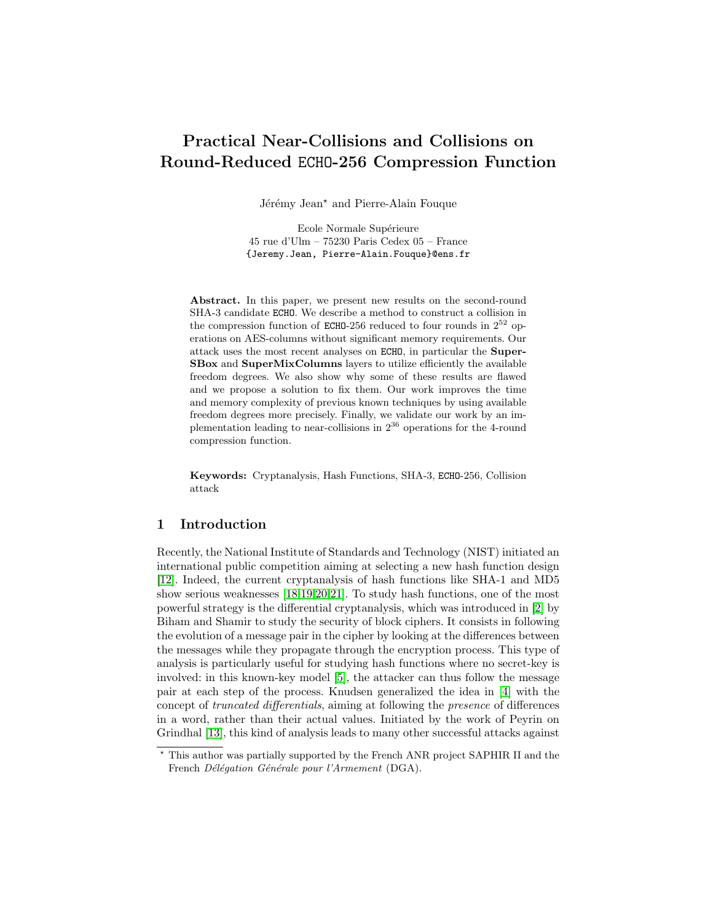# Practical Near-Collisions and Collisions on Round-Reduced ECHO-256 Compression Function

Jérémy Jean* and Pierre-Alain Fouque

Ecole Normale Supérieure
45 rue d'Ulm – 75230 Paris Cedex 05 – France
{Jeremy.Jean, Pierre-Alain.Fouque}@ens.fr

**Abstract.** In this paper, we present new results on the second-round SHA-3 candidate ECHO. We describe a method to construct a collision in the compression function of ECHO-256 reduced to four rounds in $2^{52}$ operations on AES-columns without significant memory requirements. Our attack uses the most recent analyses on ECHO, in particular the **SuperSBox** and **SuperMixColumns** layers to utilize efficiently the available freedom degrees. We also show why some of these results are flawed and we propose a solution to fix them. Our work improves the time and memory complexity of previous known techniques by using available freedom degrees more precisely. Finally, we validate our work by an implementation leading to near-collisions in $2^{36}$ operations for the 4-round compression function.

**Keywords:** Cryptanalysis, Hash Functions, SHA-3, ECHO-256, Collision attack

## 1 Introduction

Recently, the National Institute of Standards and Technology (NIST) initiated an international public competition aiming at selecting a new hash function design [12]. Indeed, the current cryptanalysis of hash functions like SHA-1 and MD5 show serious weaknesses [18,19,20,21]. To study hash functions, one of the most powerful strategy is the differential cryptanalysis, which was introduced in [2] by Biham and Shamir to study the security of block ciphers. It consists in following the evolution of a message pair in the cipher by looking at the differences between the messages while they propagate through the encryption process. This type of analysis is particularly useful for studying hash functions where no secret-key is involved: in this known-key model [5], the attacker can thus follow the message pair at each step of the process. Knudsen generalized the idea in [4] with the concept of *truncated differentials*, aiming at following the *presence* of differences in a word, rather than their actual values. Initiated by the work of Peyrin on Grindhal [13], this kind of analysis leads to many other successful attacks against

---

* This author was partially supported by the French ANR project SAPHIR II and the French *Délégation Générale pour l'Armement* (DGA).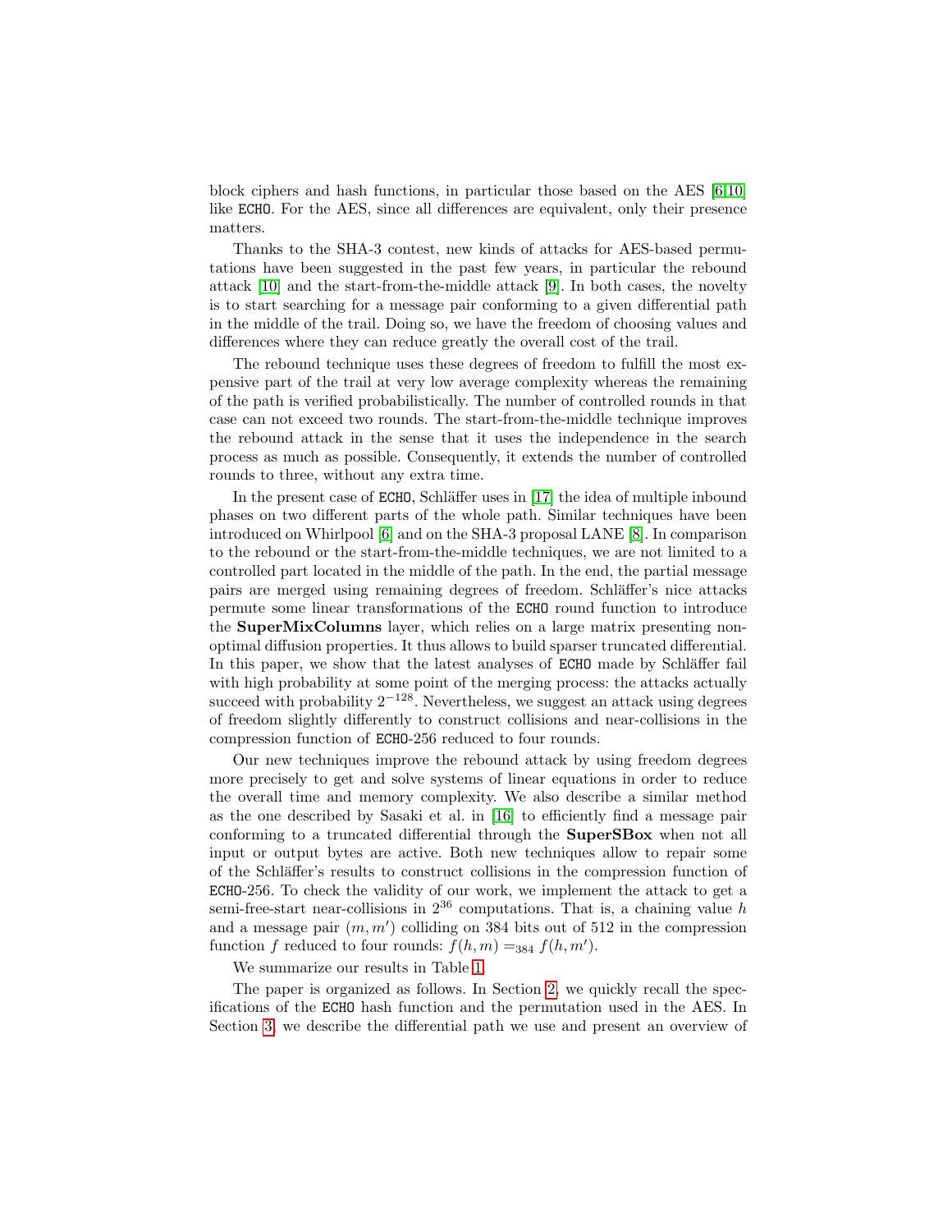block ciphers and hash functions, in particular those based on the AES [6,10] like ECHO. For the AES, since all differences are equivalent, only their presence matters.

Thanks to the SHA-3 contest, new kinds of attacks for AES-based permutations have been suggested in the past few years, in particular the rebound attack [10] and the start-from-the-middle attack [9]. In both cases, the novelty is to start searching for a message pair conforming to a given differential path in the middle of the trail. Doing so, we have the freedom of choosing values and differences where they can reduce greatly the overall cost of the trail.

The rebound technique uses these degrees of freedom to fulfill the most expensive part of the trail at very low average complexity whereas the remaining of the path is verified probabilistically. The number of controlled rounds in that case can not exceed two rounds. The start-from-the-middle technique improves the rebound attack in the sense that it uses the independence in the search process as much as possible. Consequently, it extends the number of controlled rounds to three, without any extra time.

In the present case of ECHO, Schläffer uses in [17] the idea of multiple inbound phases on two different parts of the whole path. Similar techniques have been introduced on Whirlpool [6] and on the SHA-3 proposal LANE [8]. In comparison to the rebound or the start-from-the-middle techniques, we are not limited to a controlled part located in the middle of the path. In the end, the partial message pairs are merged using remaining degrees of freedom. Schläffer's nice attacks permute some linear transformations of the ECHO round function to introduce the **SuperMixColumns** layer, which relies on a large matrix presenting non-optimal diffusion properties. It thus allows to build sparser truncated differential. In this paper, we show that the latest analyses of ECHO made by Schläffer fail with high probability at some point of the merging process: the attacks actually succeed with probability $2^{-128}$. Nevertheless, we suggest an attack using degrees of freedom slightly differently to construct collisions and near-collisions in the compression function of ECHO-256 reduced to four rounds.

Our new techniques improve the rebound attack by using freedom degrees more precisely to get and solve systems of linear equations in order to reduce the overall time and memory complexity. We also describe a similar method as the one described by Sasaki et al. in [16] to efficiently find a message pair conforming to a truncated differential through the **SuperSBox** when not all input or output bytes are active. Both new techniques allow to repair some of the Schläffer's results to construct collisions in the compression function of ECHO-256. To check the validity of our work, we implement the attack to get a semi-free-start near-collisions in $2^{36}$ computations. That is, a chaining value $h$ and a message pair $(m, m')$ colliding on 384 bits out of 512 in the compression function $f$ reduced to four rounds: $f(h, m) =_{384} f(h, m')$.

We summarize our results in Table 1.

The paper is organized as follows. In Section 2, we quickly recall the specifications of the ECHO hash function and the permutation used in the AES. In Section 3, we describe the differential path we use and present an overview of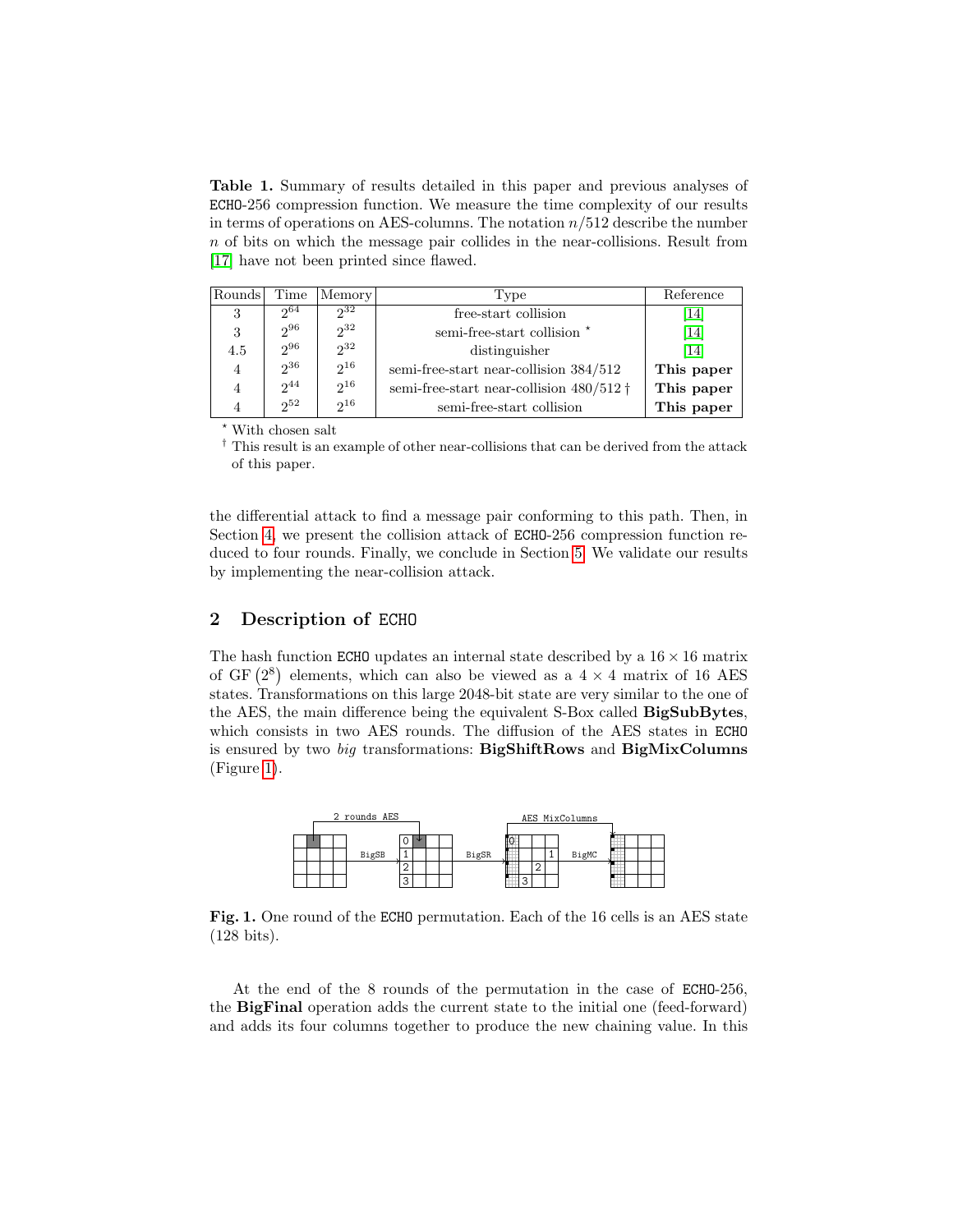**Table 1.** Summary of results detailed in this paper and previous analyses of ECHO-256 compression function. We measure the time complexity of our results in terms of operations on AES-columns. The notation $n/512$ describe the number $n$ of bits on which the message pair collides in the near-collisions. Result from [17] have not been printed since flawed.

| Rounds | Time | Memory | Type | Reference |
|---|---|---|---|---|
| 3 | $2^{64}$ | $2^{32}$ | free-start collision | [14] |
| 3 | $2^{96}$ | $2^{32}$ | semi-free-start collision ⋆ | [14] |
| 4.5 | $2^{96}$ | $2^{32}$ | distinguisher | [14] |
| 4 | $2^{36}$ | $2^{16}$ | semi-free-start near-collision 384/512 | **This paper** |
| 4 | $2^{44}$ | $2^{16}$ | semi-free-start near-collision 480/512 † | **This paper** |
| 4 | $2^{52}$ | $2^{16}$ | semi-free-start collision | **This paper** |

⋆ With chosen salt

† This result is an example of other near-collisions that can be derived from the attack of this paper.

the differential attack to find a message pair conforming to this path. Then, in Section 4, we present the collision attack of ECHO-256 compression function reduced to four rounds. Finally, we conclude in Section 5. We validate our results by implementing the near-collision attack.

## 2 Description of ECHO

The hash function ECHO updates an internal state described by a $16 \times 16$ matrix of $\mathrm{GF}\left(2^8\right)$ elements, which can also be viewed as a $4 \times 4$ matrix of 16 AES states. Transformations on this large 2048-bit state are very similar to the one of the AES, the main difference being the equivalent S-Box called **BigSubBytes**, which consists in two AES rounds. The diffusion of the AES states in ECHO is ensured by two *big* transformations: **BigShiftRows** and **BigMixColumns** (Figure 1).

**Fig. 1.** One round of the ECHO permutation. Each of the 16 cells is an AES state (128 bits).

At the end of the 8 rounds of the permutation in the case of ECHO-256, the **BigFinal** operation adds the current state to the initial one (feed-forward) and adds its four columns together to produce the new chaining value. In this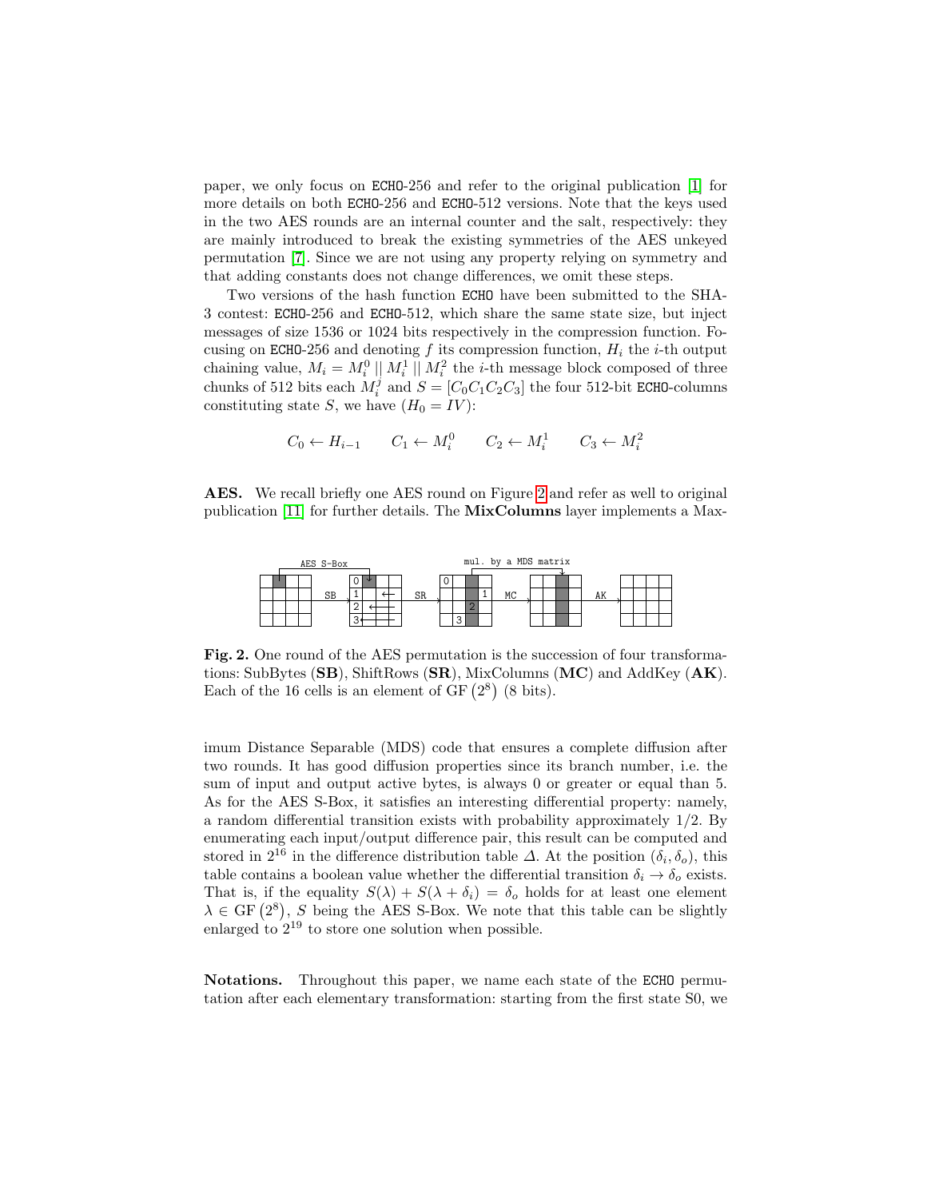paper, we only focus on ECHO-256 and refer to the original publication [1] for more details on both ECHO-256 and ECHO-512 versions. Note that the keys used in the two AES rounds are an internal counter and the salt, respectively: they are mainly introduced to break the existing symmetries of the AES unkeyed permutation [7]. Since we are not using any property relying on symmetry and that adding constants does not change differences, we omit these steps.

Two versions of the hash function ECHO have been submitted to the SHA-3 contest: ECHO-256 and ECHO-512, which share the same state size, but inject messages of size 1536 or 1024 bits respectively in the compression function. Focusing on ECHO-256 and denoting $f$ its compression function, $H_i$ the $i$-th output chaining value, $M_i = M_i^0 \,||\, M_i^1 \,||\, M_i^2$ the $i$-th message block composed of three chunks of 512 bits each $M_i^j$ and $S = [C_0 C_1 C_2 C_3]$ the four 512-bit ECHO-columns constituting state $S$, we have ($H_0 = IV$):

$$C_0 \leftarrow H_{i-1} \qquad C_1 \leftarrow M_i^0 \qquad C_2 \leftarrow M_i^1 \qquad C_3 \leftarrow M_i^2$$

**AES.** We recall briefly one AES round on Figure 2 and refer as well to original publication [11] for further details. The **MixColumns** layer implements a Maximum Distance Separable (MDS) code that ensures a complete diffusion after two rounds. It has good diffusion properties since its branch number, i.e. the sum of input and output active bytes, is always 0 or greater or equal than 5. As for the AES S-Box, it satisfies an interesting differential property: namely, a random differential transition exists with probability approximately 1/2. By enumerating each input/output difference pair, this result can be computed and stored in $2^{16}$ in the difference distribution table $\Delta$. At the position $(\delta_i, \delta_o)$, this table contains a boolean value whether the differential transition $\delta_i \to \delta_o$ exists. That is, if the equality $S(\lambda) + S(\lambda + \delta_i) = \delta_o$ holds for at least one element $\lambda \in \mathrm{GF}\left(2^8\right)$, $S$ being the AES S-Box. We note that this table can be slightly enlarged to $2^{19}$ to store one solution when possible.

**Fig. 2.** One round of the AES permutation is the succession of four transformations: SubBytes (**SB**), ShiftRows (**SR**), MixColumns (**MC**) and AddKey (**AK**). Each of the 16 cells is an element of $\mathrm{GF}\left(2^8\right)$ (8 bits).

**Notations.** Throughout this paper, we name each state of the ECHO permutation after each elementary transformation: starting from the first state S0, we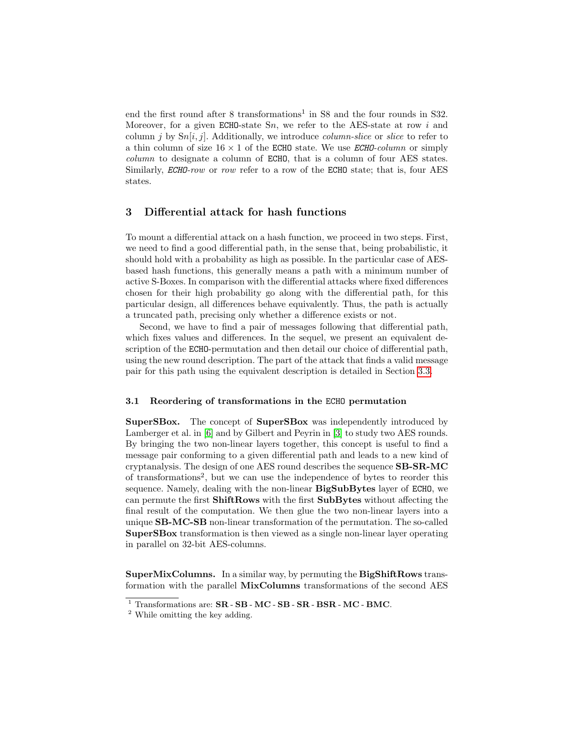end the first round after 8 transformations[1] in S8 and the four rounds in S32. Moreover, for a given ECHO-state S$n$, we refer to the AES-state at row $i$ and column $j$ by S$n[i, j]$. Additionally, we introduce *column-slice* or *slice* to refer to a thin column of size $16 \times 1$ of the ECHO state. We use *ECHO-column* or simply *column* to designate a column of ECHO, that is a column of four AES states. Similarly, *ECHO-row* or *row* refer to a row of the ECHO state; that is, four AES states.

## 3 Differential attack for hash functions

To mount a differential attack on a hash function, we proceed in two steps. First, we need to find a good differential path, in the sense that, being probabilistic, it should hold with a probability as high as possible. In the particular case of AES-based hash functions, this generally means a path with a minimum number of active S-Boxes. In comparison with the differential attacks where fixed differences chosen for their high probability go along with the differential path, for this particular design, all differences behave equivalently. Thus, the path is actually a truncated path, precising only whether a difference exists or not.

Second, we have to find a pair of messages following that differential path, which fixes values and differences. In the sequel, we present an equivalent description of the ECHO-permutation and then detail our choice of differential path, using the new round description. The part of the attack that finds a valid message pair for this path using the equivalent description is detailed in Section 3.3.

### 3.1 Reordering of transformations in the ECHO permutation

**SuperSBox.** The concept of **SuperSBox** was independently introduced by Lamberger et al. in [6] and by Gilbert and Peyrin in [3] to study two AES rounds. By bringing the two non-linear layers together, this concept is useful to find a message pair conforming to a given differential path and leads to a new kind of cryptanalysis. The design of one AES round describes the sequence **SB-SR-MC** of transformations[2], but we can use the independence of bytes to reorder this sequence. Namely, dealing with the non-linear **BigSubBytes** layer of ECHO, we can permute the first **ShiftRows** with the first **SubBytes** without affecting the final result of the computation. We then glue the two non-linear layers into a unique **SB-MC-SB** non-linear transformation of the permutation. The so-called **SuperSBox** transformation is then viewed as a single non-linear layer operating in parallel on 32-bit AES-columns.

**SuperMixColumns.** In a similar way, by permuting the **BigShiftRows** transformation with the parallel **MixColumns** transformations of the second AES

[1] Transformations are: **SR** - **SB** - **MC** - **SB** - **SR** - **BSR** - **MC** - **BMC**.

[2] While omitting the key adding.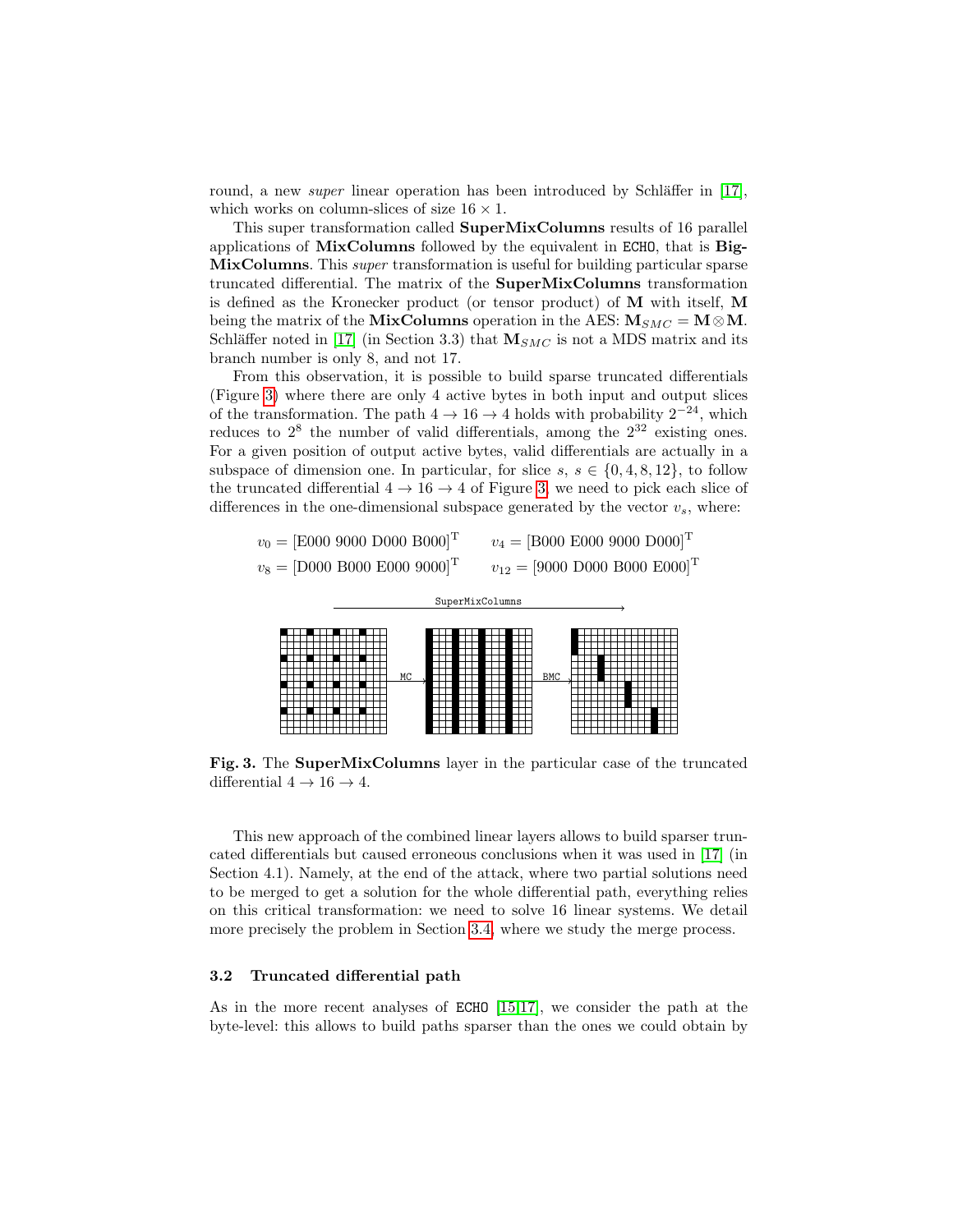round, a new *super* linear operation has been introduced by Schläffer in [17], which works on column-slices of size $16 \times 1$.

This super transformation called **SuperMixColumns** results of 16 parallel applications of **MixColumns** followed by the equivalent in ECHO, that is **BigMixColumns**. This *super* transformation is useful for building particular sparse truncated differential. The matrix of the **SuperMixColumns** transformation is defined as the Kronecker product (or tensor product) of $\mathbf{M}$ with itself, $\mathbf{M}$ being the matrix of the **MixColumns** operation in the AES: $\mathbf{M}_{SMC} = \mathbf{M} \otimes \mathbf{M}$. Schläffer noted in [17] (in Section 3.3) that $\mathbf{M}_{SMC}$ is not a MDS matrix and its branch number is only 8, and not 17.

From this observation, it is possible to build sparse truncated differentials (Figure 3) where there are only 4 active bytes in both input and output slices of the transformation. The path $4 \rightarrow 16 \rightarrow 4$ holds with probability $2^{-24}$, which reduces to $2^8$ the number of valid differentials, among the $2^{32}$ existing ones. For a given position of output active bytes, valid differentials are actually in a subspace of dimension one. In particular, for slice $s$, $s \in \{0, 4, 8, 12\}$, to follow the truncated differential $4 \rightarrow 16 \rightarrow 4$ of Figure 3, we need to pick each slice of differences in the one-dimensional subspace generated by the vector $v_s$, where:

$$v_0 = [\text{E000 9000 D000 B000}]^{\mathrm{T}} \qquad v_4 = [\text{B000 E000 9000 D000}]^{\mathrm{T}}$$
$$v_8 = [\text{D000 B000 E000 9000}]^{\mathrm{T}} \qquad v_{12} = [\text{9000 D000 B000 E000}]^{\mathrm{T}}$$

**Fig. 3.** The **SuperMixColumns** layer in the particular case of the truncated differential $4 \rightarrow 16 \rightarrow 4$.

This new approach of the combined linear layers allows to build sparser truncated differentials but caused erroneous conclusions when it was used in [17] (in Section 4.1). Namely, at the end of the attack, where two partial solutions need to be merged to get a solution for the whole differential path, everything relies on this critical transformation: we need to solve 16 linear systems. We detail more precisely the problem in Section 3.4, where we study the merge process.

### 3.2 Truncated differential path

As in the more recent analyses of ECHO [15,17], we consider the path at the byte-level: this allows to build paths sparser than the ones we could obtain by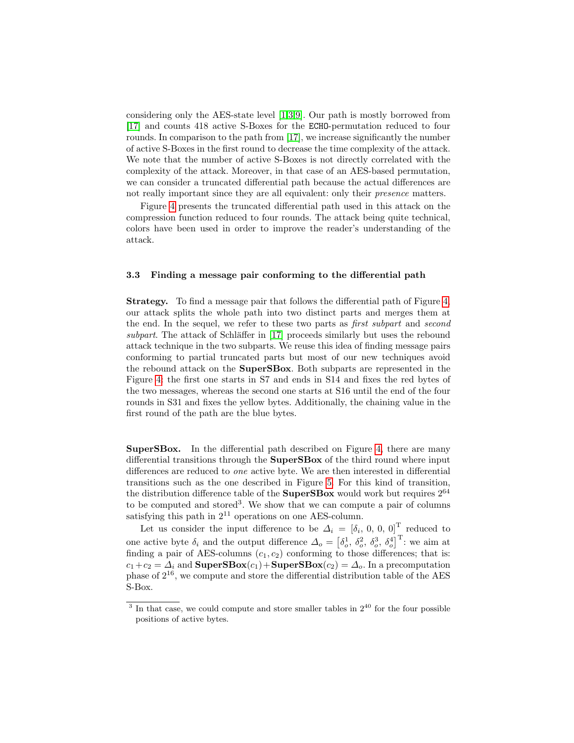considering only the AES-state level [1,3,9]. Our path is mostly borrowed from [17] and counts 418 active S-Boxes for the ECHO-permutation reduced to four rounds. In comparison to the path from [17], we increase significantly the number of active S-Boxes in the first round to decrease the time complexity of the attack. We note that the number of active S-Boxes is not directly correlated with the complexity of the attack. Moreover, in that case of an AES-based permutation, we can consider a truncated differential path because the actual differences are not really important since they are all equivalent: only their *presence* matters.

Figure 4 presents the truncated differential path used in this attack on the compression function reduced to four rounds. The attack being quite technical, colors have been used in order to improve the reader's understanding of the attack.

### 3.3 Finding a message pair conforming to the differential path

**Strategy.** To find a message pair that follows the differential path of Figure 4, our attack splits the whole path into two distinct parts and merges them at the end. In the sequel, we refer to these two parts as *first subpart* and *second subpart*. The attack of Schläffer in [17] proceeds similarly but uses the rebound attack technique in the two subparts. We reuse this idea of finding message pairs conforming to partial truncated parts but most of our new techniques avoid the rebound attack on the **SuperSBox**. Both subparts are represented in the Figure 4: the first one starts in S7 and ends in S14 and fixes the red bytes of the two messages, whereas the second one starts at S16 until the end of the four rounds in S31 and fixes the yellow bytes. Additionally, the chaining value in the first round of the path are the blue bytes.

**SuperSBox.** In the differential path described on Figure 4, there are many differential transitions through the **SuperSBox** of the third round where input differences are reduced to *one* active byte. We are then interested in differential transitions such as the one described in Figure 5. For this kind of transition, the distribution difference table of the **SuperSBox** would work but requires $2^{64}$ to be computed and stored[3]. We show that we can compute a pair of columns satisfying this path in $2^{11}$ operations on one AES-column.

Let us consider the input difference to be $\Delta_i = [\delta_i, 0, 0, 0]^{\mathrm{T}}$ reduced to one active byte $\delta_i$ and the output difference $\Delta_o = [\delta_o^1, \delta_o^2, \delta_o^3, \delta_o^4]^{\mathrm{T}}$: we aim at finding a pair of AES-columns $(c_1, c_2)$ conforming to those differences; that is: $c_1 + c_2 = \Delta_i$ and $\textbf{SuperSBox}(c_1) + \textbf{SuperSBox}(c_2) = \Delta_o$. In a precomputation phase of $2^{16}$, we compute and store the differential distribution table of the AES S-Box.

[3] In that case, we could compute and store smaller tables in $2^{40}$ for the four possible positions of active bytes.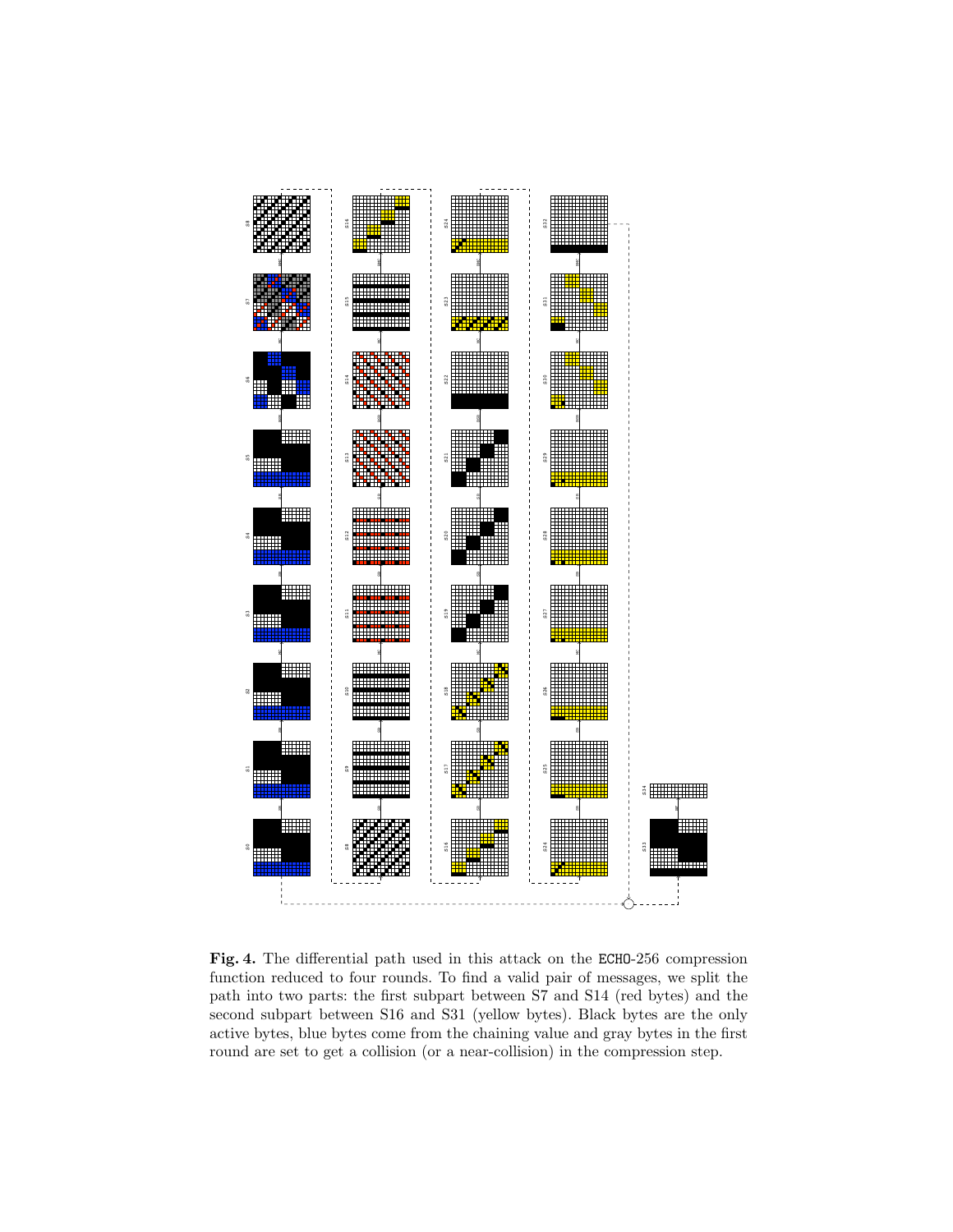**Fig. 4.** The differential path used in this attack on the ECHO-256 compression function reduced to four rounds. To find a valid pair of messages, we split the path into two parts: the first subpart between S7 and S14 (red bytes) and the second subpart between S16 and S31 (yellow bytes). Black bytes are the only active bytes, blue bytes come from the chaining value and gray bytes in the first round are set to get a collision (or a near-collision) in the compression step.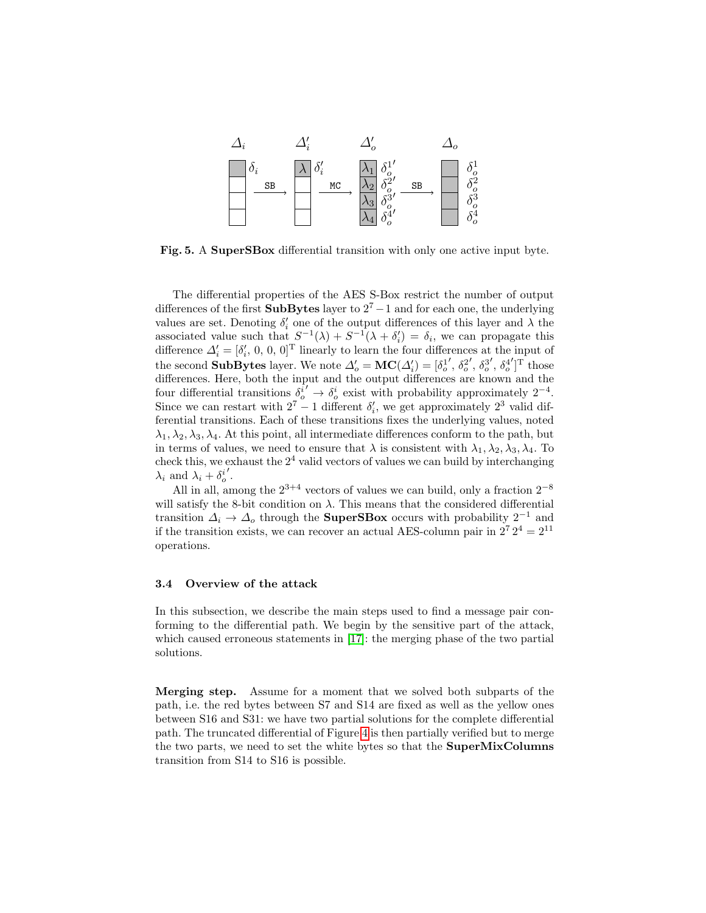Fig. 5. A **SuperSBox** differential transition with only one active input byte.

The differential properties of the AES S-Box restrict the number of output differences of the first **SubBytes** layer to $2^7-1$ and for each one, the underlying values are set. Denoting $\delta_i'$ one of the output differences of this layer and $\lambda$ the associated value such that $S^{-1}(\lambda) + S^{-1}(\lambda + \delta_i') = \delta_i$, we can propagate this difference $\Delta_i' = [\delta_i', 0, 0, 0]^{\mathrm{T}}$ linearly to learn the four differences at the input of the second **SubBytes** layer. We note $\Delta_o' = \mathbf{MC}(\Delta_i') = [\delta_o^{1\prime}, \delta_o^{2\prime}, \delta_o^{3\prime}, \delta_o^{4\prime}]^{\mathrm{T}}$ those differences. Here, both the input and the output differences are known and the four differential transitions $\delta_o^{i\prime} \rightarrow \delta_o^i$ exist with probability approximately $2^{-4}$. Since we can restart with $2^7-1$ different $\delta_i'$, we get approximately $2^3$ valid differential transitions. Each of these transitions fixes the underlying values, noted $\lambda_1, \lambda_2, \lambda_3, \lambda_4$. At this point, all intermediate differences conform to the path, but in terms of values, we need to ensure that $\lambda$ is consistent with $\lambda_1, \lambda_2, \lambda_3, \lambda_4$. To check this, we exhaust the $2^4$ valid vectors of values we can build by interchanging $\lambda_i$ and $\lambda_i + \delta_o^{i\prime}$.

All in all, among the $2^{3+4}$ vectors of values we can build, only a fraction $2^{-8}$ will satisfy the 8-bit condition on $\lambda$. This means that the considered differential transition $\Delta_i \rightarrow \Delta_o$ through the **SuperSBox** occurs with probability $2^{-1}$ and if the transition exists, we can recover an actual AES-column pair in $2^7 2^4 = 2^{11}$ operations.

### 3.4 Overview of the attack

In this subsection, we describe the main steps used to find a message pair conforming to the differential path. We begin by the sensitive part of the attack, which caused erroneous statements in [17]: the merging phase of the two partial solutions.

**Merging step.** Assume for a moment that we solved both subparts of the path, i.e. the red bytes between S7 and S14 are fixed as well as the yellow ones between S16 and S31: we have two partial solutions for the complete differential path. The truncated differential of Figure 4 is then partially verified but to merge the two parts, we need to set the white bytes so that the **SuperMixColumns** transition from S14 to S16 is possible.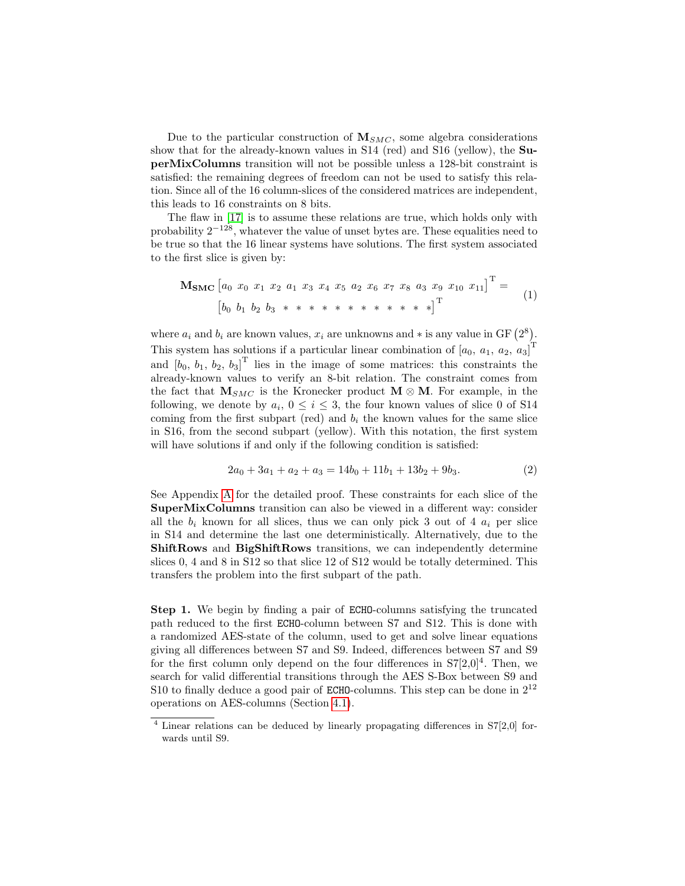Due to the particular construction of $\mathbf{M}_{SMC}$, some algebra considerations show that for the already-known values in S14 (red) and S16 (yellow), the **SuperMixColumns** transition will not be possible unless a 128-bit constraint is satisfied: the remaining degrees of freedom can not be used to satisfy this relation. Since all of the 16 column-slices of the considered matrices are independent, this leads to 16 constraints on 8 bits.

The flaw in [17] is to assume these relations are true, which holds only with probability $2^{-128}$, whatever the value of unset bytes are. These equalities need to be true so that the 16 linear systems have solutions. The first system associated to the first slice is given by:

$$\mathbf{M_{SMC}} \begin{bmatrix} a_0 & x_0 & x_1 & x_2 & a_1 & x_3 & x_4 & x_5 & a_2 & x_6 & x_7 & x_8 & a_3 & x_9 & x_{10} & x_{11} \end{bmatrix}^{\mathrm{T}} = \begin{bmatrix} b_0 & b_1 & b_2 & b_3 & * & * & * & * & * & * & * & * & * & * & * & * \end{bmatrix}^{\mathrm{T}} \quad (1)$$

where $a_i$ and $b_i$ are known values, $x_i$ are unknowns and $*$ is any value in $\mathrm{GF}\left(2^8\right)$. This system has solutions if a particular linear combination of $[a_0,\ a_1,\ a_2,\ a_3]^{\mathrm{T}}$ and $[b_0,\ b_1,\ b_2,\ b_3]^{\mathrm{T}}$ lies in the image of some matrices: this constraints the already-known values to verify an 8-bit relation. The constraint comes from the fact that $\mathbf{M}_{SMC}$ is the Kronecker product $\mathbf{M} \otimes \mathbf{M}$. For example, in the following, we denote by $a_i$, $0 \leq i \leq 3$, the four known values of slice 0 of S14 coming from the first subpart (red) and $b_i$ the known values for the same slice in S16, from the second subpart (yellow). With this notation, the first system will have solutions if and only if the following condition is satisfied:

$$2a_0 + 3a_1 + a_2 + a_3 = 14b_0 + 11b_1 + 13b_2 + 9b_3. \quad (2)$$

See Appendix A for the detailed proof. These constraints for each slice of the **SuperMixColumns** transition can also be viewed in a different way: consider all the $b_i$ known for all slices, thus we can only pick 3 out of 4 $a_i$ per slice in S14 and determine the last one deterministically. Alternatively, due to the **ShiftRows** and **BigShiftRows** transitions, we can independently determine slices 0, 4 and 8 in S12 so that slice 12 of S12 would be totally determined. This transfers the problem into the first subpart of the path.

**Step 1.** We begin by finding a pair of ECHO-columns satisfying the truncated path reduced to the first ECHO-column between S7 and S12. This is done with a randomized AES-state of the column, used to get and solve linear equations giving all differences between S7 and S9. Indeed, differences between S7 and S9 for the first column only depend on the four differences in S7[2,0][4]. Then, we search for valid differential transitions through the AES S-Box between S9 and S10 to finally deduce a good pair of ECHO-columns. This step can be done in $2^{12}$ operations on AES-columns (Section 4.1).

[4] Linear relations can be deduced by linearly propagating differences in S7[2,0] forwards until S9.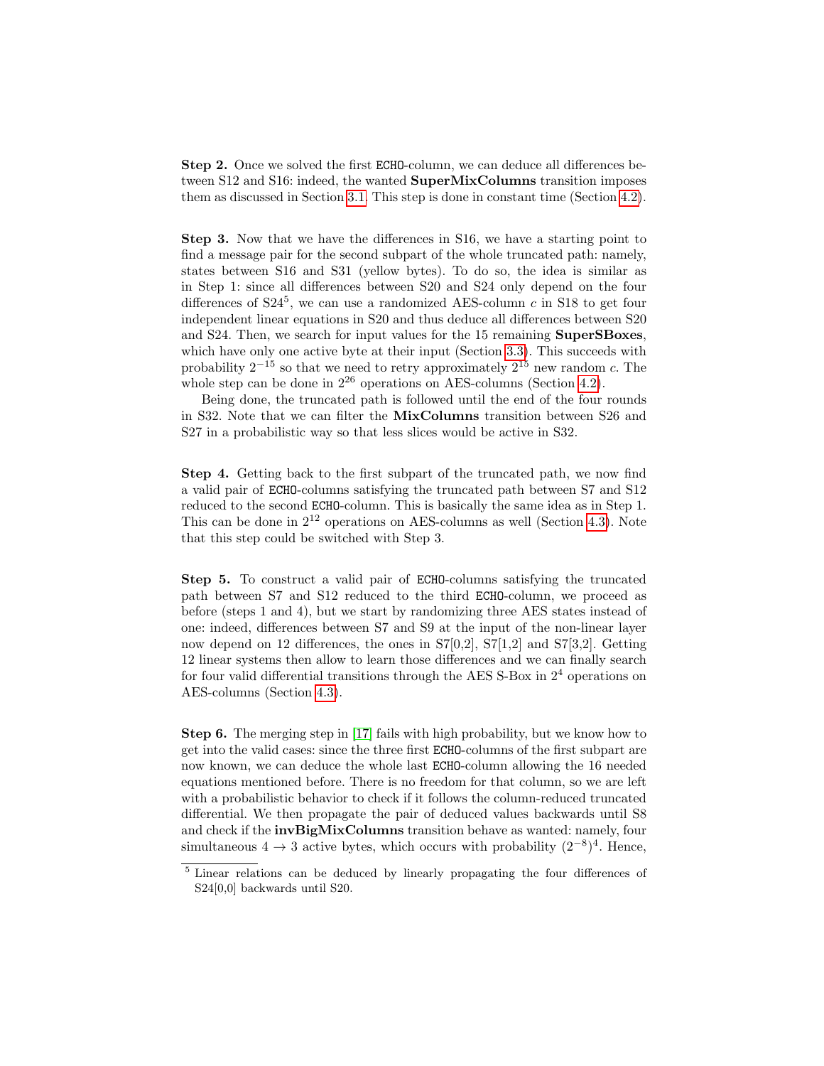**Step 2.** Once we solved the first ECHO-column, we can deduce all differences between S12 and S16: indeed, the wanted **SuperMixColumns** transition imposes them as discussed in Section 3.1. This step is done in constant time (Section 4.2).

**Step 3.** Now that we have the differences in S16, we have a starting point to find a message pair for the second subpart of the whole truncated path: namely, states between S16 and S31 (yellow bytes). To do so, the idea is similar as in Step 1: since all differences between S20 and S24 only depend on the four differences of S24[5], we can use a randomized AES-column $c$ in S18 to get four independent linear equations in S20 and thus deduce all differences between S20 and S24. Then, we search for input values for the 15 remaining **SuperSBoxes**, which have only one active byte at their input (Section 3.3). This succeeds with probability $2^{-15}$ so that we need to retry approximately $2^{15}$ new random $c$. The whole step can be done in $2^{26}$ operations on AES-columns (Section 4.2).

Being done, the truncated path is followed until the end of the four rounds in S32. Note that we can filter the **MixColumns** transition between S26 and S27 in a probabilistic way so that less slices would be active in S32.

**Step 4.** Getting back to the first subpart of the truncated path, we now find a valid pair of ECHO-columns satisfying the truncated path between S7 and S12 reduced to the second ECHO-column. This is basically the same idea as in Step 1. This can be done in $2^{12}$ operations on AES-columns as well (Section 4.3). Note that this step could be switched with Step 3.

**Step 5.** To construct a valid pair of ECHO-columns satisfying the truncated path between S7 and S12 reduced to the third ECHO-column, we proceed as before (steps 1 and 4), but we start by randomizing three AES states instead of one: indeed, differences between S7 and S9 at the input of the non-linear layer now depend on 12 differences, the ones in S7[0,2], S7[1,2] and S7[3,2]. Getting 12 linear systems then allow to learn those differences and we can finally search for four valid differential transitions through the AES S-Box in $2^4$ operations on AES-columns (Section 4.3).

**Step 6.** The merging step in [17] fails with high probability, but we know how to get into the valid cases: since the three first ECHO-columns of the first subpart are now known, we can deduce the whole last ECHO-column allowing the 16 needed equations mentioned before. There is no freedom for that column, so we are left with a probabilistic behavior to check if it follows the column-reduced truncated differential. We then propagate the pair of deduced values backwards until S8 and check if the **invBigMixColumns** transition behave as wanted: namely, four simultaneous $4 \rightarrow 3$ active bytes, which occurs with probability $(2^{-8})^4$. Hence,

---

[5] Linear relations can be deduced by linearly propagating the four differences of S24[0,0] backwards until S20.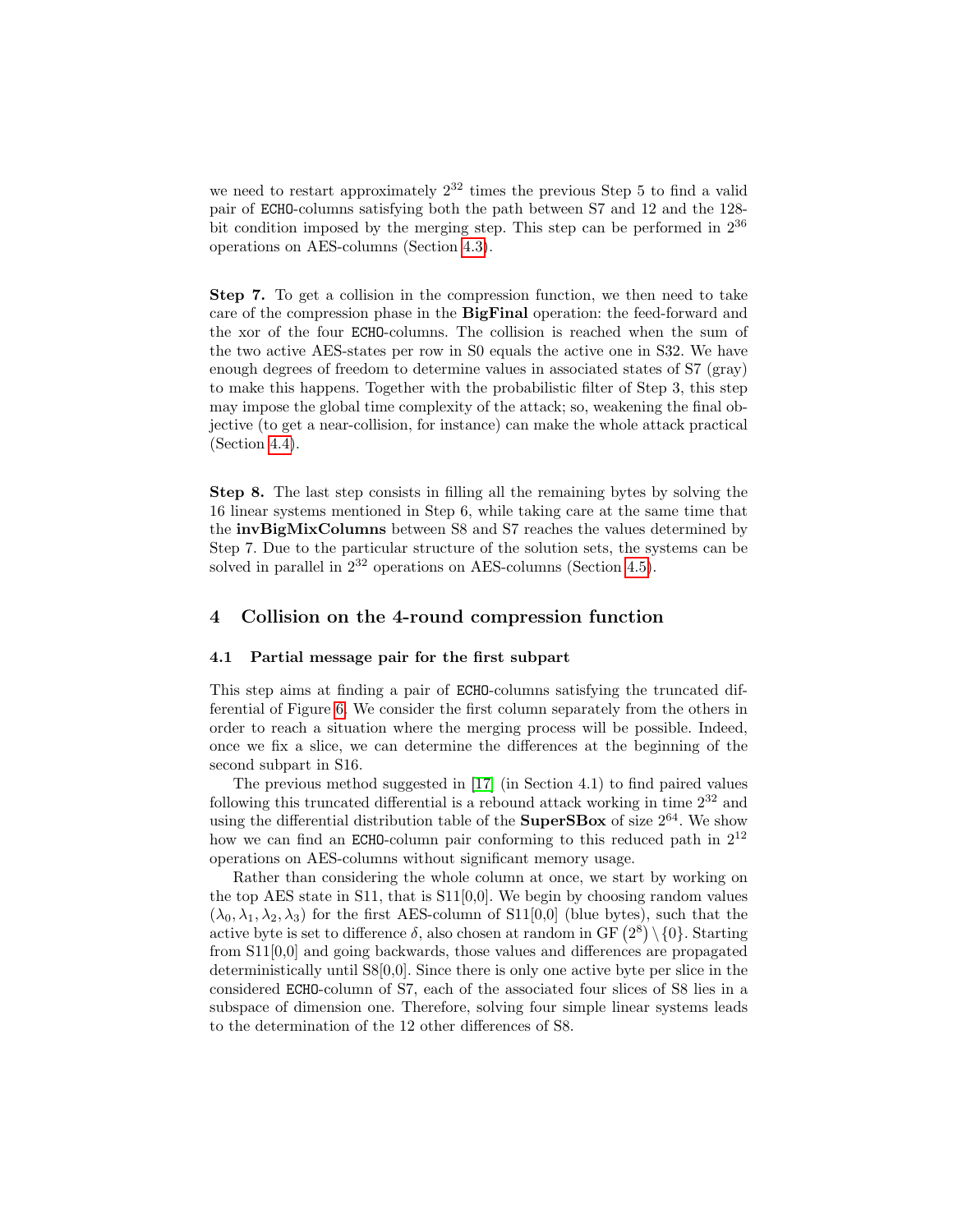we need to restart approximately $2^{32}$ times the previous Step 5 to find a valid pair of ECHO-columns satisfying both the path between S7 and 12 and the 128-bit condition imposed by the merging step. This step can be performed in $2^{36}$ operations on AES-columns (Section 4.3).

**Step 7.** To get a collision in the compression function, we then need to take care of the compression phase in the **BigFinal** operation: the feed-forward and the xor of the four ECHO-columns. The collision is reached when the sum of the two active AES-states per row in S0 equals the active one in S32. We have enough degrees of freedom to determine values in associated states of S7 (gray) to make this happens. Together with the probabilistic filter of Step 3, this step may impose the global time complexity of the attack; so, weakening the final objective (to get a near-collision, for instance) can make the whole attack practical (Section 4.4).

**Step 8.** The last step consists in filling all the remaining bytes by solving the 16 linear systems mentioned in Step 6, while taking care at the same time that the **invBigMixColumns** between S8 and S7 reaches the values determined by Step 7. Due to the particular structure of the solution sets, the systems can be solved in parallel in $2^{32}$ operations on AES-columns (Section 4.5).

## 4 Collision on the 4-round compression function

### 4.1 Partial message pair for the first subpart

This step aims at finding a pair of ECHO-columns satisfying the truncated differential of Figure 6. We consider the first column separately from the others in order to reach a situation where the merging process will be possible. Indeed, once we fix a slice, we can determine the differences at the beginning of the second subpart in S16.

The previous method suggested in [17] (in Section 4.1) to find paired values following this truncated differential is a rebound attack working in time $2^{32}$ and using the differential distribution table of the **SuperSBox** of size $2^{64}$. We show how we can find an ECHO-column pair conforming to this reduced path in $2^{12}$ operations on AES-columns without significant memory usage.

Rather than considering the whole column at once, we start by working on the top AES state in S11, that is S11[0,0]. We begin by choosing random values $(\lambda_0, \lambda_1, \lambda_2, \lambda_3)$ for the first AES-column of S11[0,0] (blue bytes), such that the active byte is set to difference $\delta$, also chosen at random in $\mathrm{GF}\left(2^8\right) \setminus \{0\}$. Starting from S11[0,0] and going backwards, those values and differences are propagated deterministically until S8[0,0]. Since there is only one active byte per slice in the considered ECHO-column of S7, each of the associated four slices of S8 lies in a subspace of dimension one. Therefore, solving four simple linear systems leads to the determination of the 12 other differences of S8.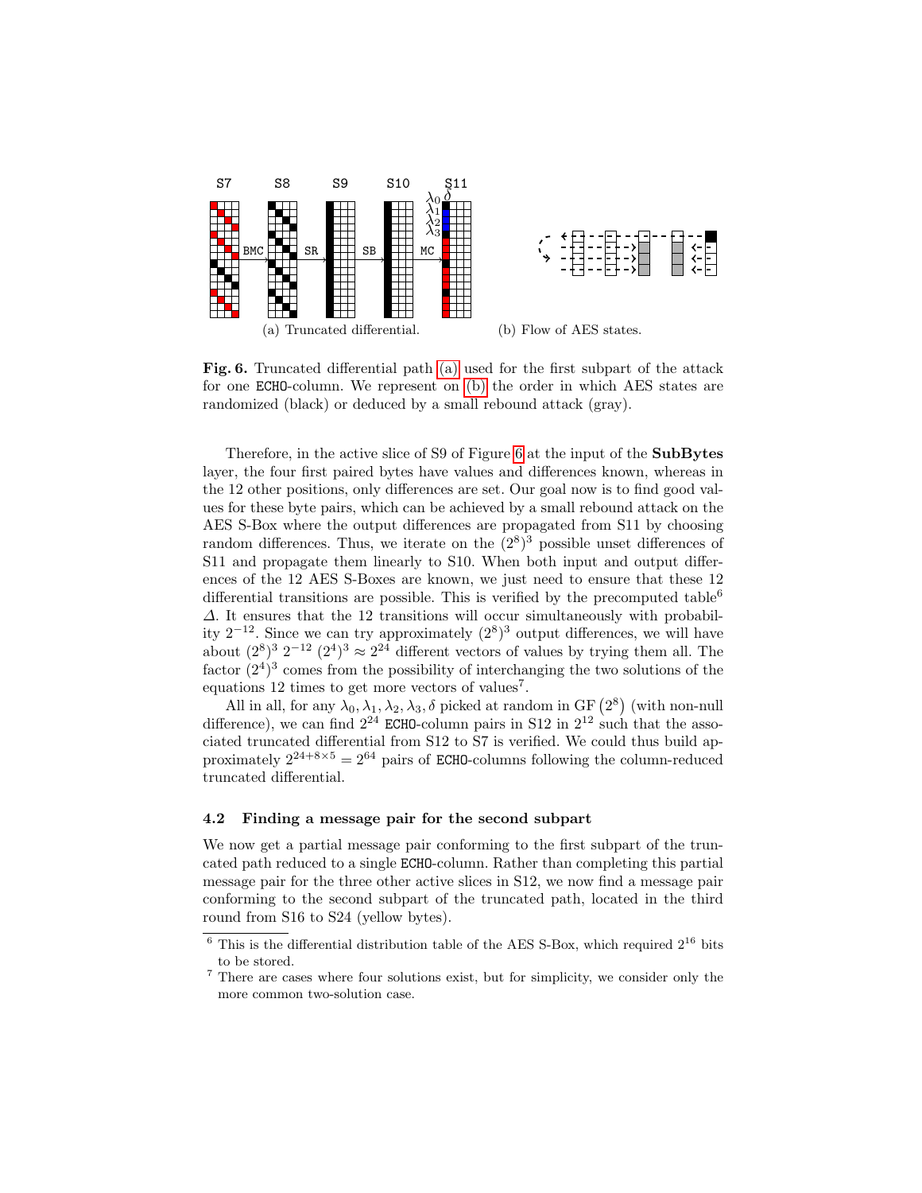(a) Truncated differential.

(b) Flow of AES states.

**Fig. 6.** Truncated differential path (a) used for the first subpart of the attack for one ECHO-column. We represent on (b) the order in which AES states are randomized (black) or deduced by a small rebound attack (gray).

Therefore, in the active slice of S9 of Figure 6 at the input of the **SubBytes** layer, the four first paired bytes have values and differences known, whereas in the 12 other positions, only differences are set. Our goal now is to find good values for these byte pairs, which can be achieved by a small rebound attack on the AES S-Box where the output differences are propagated from S11 by choosing random differences. Thus, we iterate on the $(2^8)^3$ possible unset differences of S11 and propagate them linearly to S10. When both input and output differences of the 12 AES S-Boxes are known, we just need to ensure that these 12 differential transitions are possible. This is verified by the precomputed table[6] $\Delta$. It ensures that the 12 transitions will occur simultaneously with probability $2^{-12}$. Since we can try approximately $(2^8)^3$ output differences, we will have about $(2^8)^3\ 2^{-12}\ (2^4)^3 \approx 2^{24}$ different vectors of values by trying them all. The factor $(2^4)^3$ comes from the possibility of interchanging the two solutions of the equations 12 times to get more vectors of values[7].

All in all, for any $\lambda_0, \lambda_1, \lambda_2, \lambda_3, \delta$ picked at random in $\mathrm{GF}\left(2^8\right)$ (with non-null difference), we can find $2^{24}$ ECHO-column pairs in S12 in $2^{12}$ such that the associated truncated differential from S12 to S7 is verified. We could thus build approximately $2^{24+8\times5} = 2^{64}$ pairs of ECHO-columns following the column-reduced truncated differential.

### 4.2 Finding a message pair for the second subpart

We now get a partial message pair conforming to the first subpart of the truncated path reduced to a single ECHO-column. Rather than completing this partial message pair for the three other active slices in S12, we now find a message pair conforming to the second subpart of the truncated path, located in the third round from S16 to S24 (yellow bytes).

[6] This is the differential distribution table of the AES S-Box, which required $2^{16}$ bits to be stored.

[7] There are cases where four solutions exist, but for simplicity, we consider only the more common two-solution case.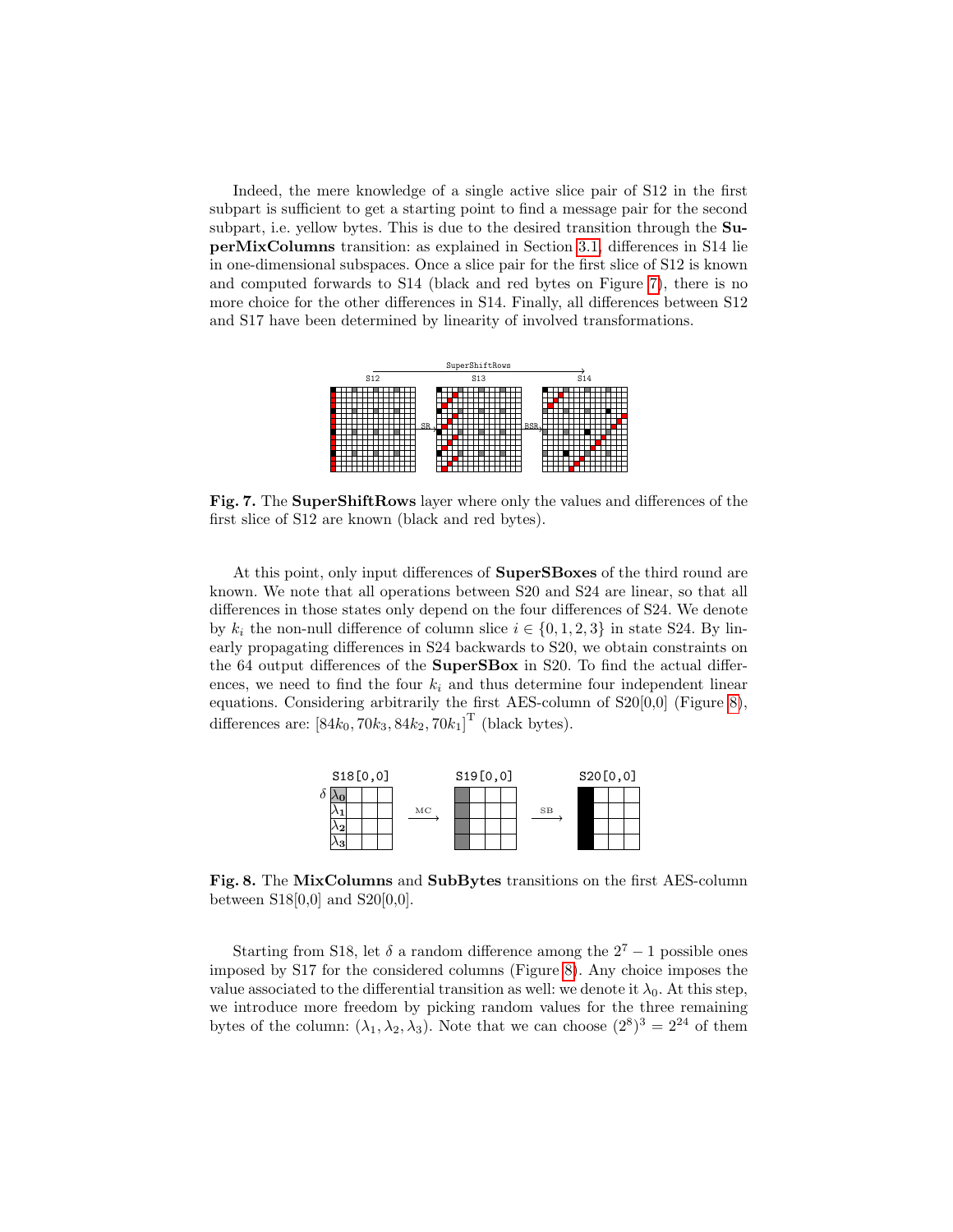Indeed, the mere knowledge of a single active slice pair of S12 in the first subpart is sufficient to get a starting point to find a message pair for the second subpart, i.e. yellow bytes. This is due to the desired transition through the **SuperMixColumns** transition: as explained in Section 3.1, differences in S14 lie in one-dimensional subspaces. Once a slice pair for the first slice of S12 is known and computed forwards to S14 (black and red bytes on Figure 7), there is no more choice for the other differences in S14. Finally, all differences between S12 and S17 have been determined by linearity of involved transformations.

**Fig. 7.** The **SuperShiftRows** layer where only the values and differences of the first slice of S12 are known (black and red bytes).

At this point, only input differences of **SuperSBoxes** of the third round are known. We note that all operations between S20 and S24 are linear, so that all differences in those states only depend on the four differences of S24. We denote by $k_i$ the non-null difference of column slice $i \in \{0, 1, 2, 3\}$ in state S24. By linearly propagating differences in S24 backwards to S20, we obtain constraints on the 64 output differences of the **SuperSBox** in S20. To find the actual differences, we need to find the four $k_i$ and thus determine four independent linear equations. Considering arbitrarily the first AES-column of S20[0,0] (Figure 8), differences are: $[84k_0, 70k_3, 84k_2, 70k_1]^{\mathrm{T}}$ (black bytes).

**Fig. 8.** The **MixColumns** and **SubBytes** transitions on the first AES-column between S18[0,0] and S20[0,0].

Starting from S18, let $\delta$ a random difference among the $2^7 - 1$ possible ones imposed by S17 for the considered columns (Figure 8). Any choice imposes the value associated to the differential transition as well: we denote it $\lambda_0$. At this step, we introduce more freedom by picking random values for the three remaining bytes of the column: $(\lambda_1, \lambda_2, \lambda_3)$. Note that we can choose $(2^8)^3 = 2^{24}$ of them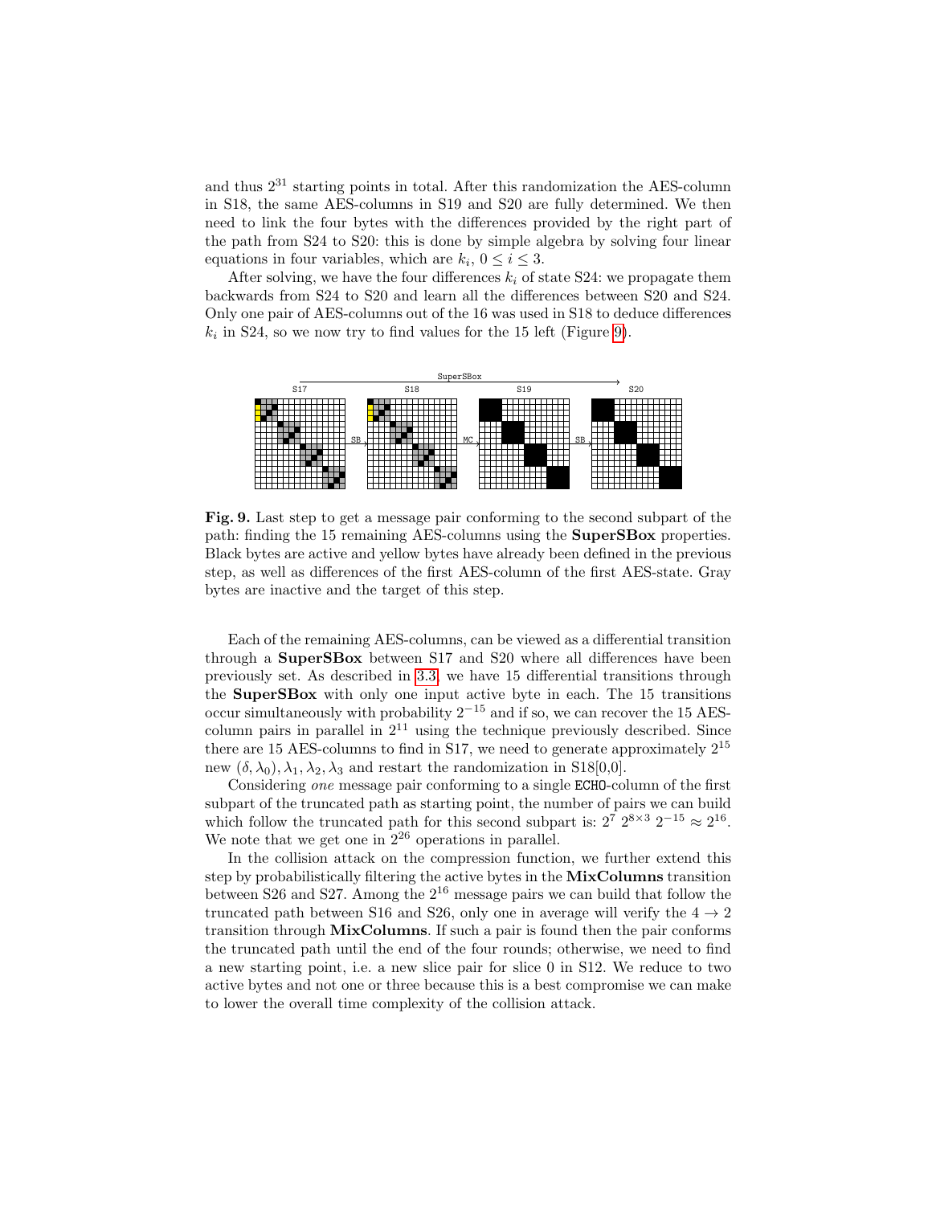and thus $2^{31}$ starting points in total. After this randomization the AES-column in S18, the same AES-columns in S19 and S20 are fully determined. We then need to link the four bytes with the differences provided by the right part of the path from S24 to S20: this is done by simple algebra by solving four linear equations in four variables, which are $k_i$, $0 \leq i \leq 3$.

After solving, we have the four differences $k_i$ of state S24: we propagate them backwards from S24 to S20 and learn all the differences between S20 and S24. Only one pair of AES-columns out of the 16 was used in S18 to deduce differences $k_i$ in S24, so we now try to find values for the 15 left (Figure 9).

**Fig. 9.** Last step to get a message pair conforming to the second subpart of the path: finding the 15 remaining AES-columns using the **SuperSBox** properties. Black bytes are active and yellow bytes have already been defined in the previous step, as well as differences of the first AES-column of the first AES-state. Gray bytes are inactive and the target of this step.

Each of the remaining AES-columns, can be viewed as a differential transition through a **SuperSBox** between S17 and S20 where all differences have been previously set. As described in 3.3, we have 15 differential transitions through the **SuperSBox** with only one input active byte in each. The 15 transitions occur simultaneously with probability $2^{-15}$ and if so, we can recover the 15 AES-column pairs in parallel in $2^{11}$ using the technique previously described. Since there are 15 AES-columns to find in S17, we need to generate approximately $2^{15}$ new $(\delta, \lambda_0), \lambda_1, \lambda_2, \lambda_3$ and restart the randomization in S18[0,0].

Considering *one* message pair conforming to a single ECHO-column of the first subpart of the truncated path as starting point, the number of pairs we can build which follow the truncated path for this second subpart is: $2^7 \, 2^{8\times 3} \, 2^{-15} \approx 2^{16}$. We note that we get one in $2^{26}$ operations in parallel.

In the collision attack on the compression function, we further extend this step by probabilistically filtering the active bytes in the **MixColumns** transition between S26 and S27. Among the $2^{16}$ message pairs we can build that follow the truncated path between S16 and S26, only one in average will verify the $4 \rightarrow 2$ transition through **MixColumns**. If such a pair is found then the pair conforms the truncated path until the end of the four rounds; otherwise, we need to find a new starting point, i.e. a new slice pair for slice 0 in S12. We reduce to two active bytes and not one or three because this is a best compromise we can make to lower the overall time complexity of the collision attack.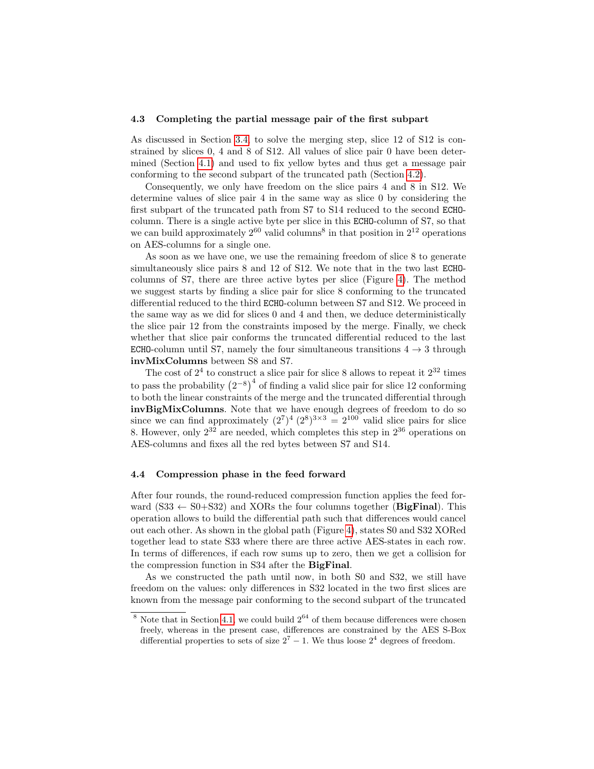### 4.3 Completing the partial message pair of the first subpart

As discussed in Section 3.4, to solve the merging step, slice 12 of S12 is constrained by slices 0, 4 and 8 of S12. All values of slice pair 0 have been determined (Section 4.1) and used to fix yellow bytes and thus get a message pair conforming to the second subpart of the truncated path (Section 4.2).

Consequently, we only have freedom on the slice pairs 4 and 8 in S12. We determine values of slice pair 4 in the same way as slice 0 by considering the first subpart of the truncated path from S7 to S14 reduced to the second `ECHO`-column. There is a single active byte per slice in this `ECHO`-column of S7, so that we can build approximately $2^{60}$ valid columns[8] in that position in $2^{12}$ operations on AES-columns for a single one.

As soon as we have one, we use the remaining freedom of slice 8 to generate simultaneously slice pairs 8 and 12 of S12. We note that in the two last `ECHO`-columns of S7, there are three active bytes per slice (Figure 4). The method we suggest starts by finding a slice pair for slice 8 conforming to the truncated differential reduced to the third `ECHO`-column between S7 and S12. We proceed in the same way as we did for slices 0 and 4 and then, we deduce deterministically the slice pair 12 from the constraints imposed by the merge. Finally, we check whether that slice pair conforms the truncated differential reduced to the last `ECHO`-column until S7, namely the four simultaneous transitions $4 \rightarrow 3$ through **invMixColumns** between S8 and S7.

The cost of $2^4$ to construct a slice pair for slice 8 allows to repeat it $2^{32}$ times to pass the probability $\left(2^{-8}\right)^4$ of finding a valid slice pair for slice 12 conforming to both the linear constraints of the merge and the truncated differential through **invBigMixColumns**. Note that we have enough degrees of freedom to do so since we can find approximately $(2^7)^4\,(2^8)^{3\times 3} = 2^{100}$ valid slice pairs for slice 8. However, only $2^{32}$ are needed, which completes this step in $2^{36}$ operations on AES-columns and fixes all the red bytes between S7 and S14.

### 4.4 Compression phase in the feed forward

After four rounds, the round-reduced compression function applies the feed forward (S33 $\leftarrow$ S0+S32) and XORs the four columns together (**BigFinal**). This operation allows to build the differential path such that differences would cancel out each other. As shown in the global path (Figure 4), states S0 and S32 XORed together lead to state S33 where there are three active AES-states in each row. In terms of differences, if each row sums up to zero, then we get a collision for the compression function in S34 after the **BigFinal**.

As we constructed the path until now, in both S0 and S32, we still have freedom on the values: only differences in S32 located in the two first slices are known from the message pair conforming to the second subpart of the truncated

[8] Note that in Section 4.1, we could build $2^{64}$ of them because differences were chosen freely, whereas in the present case, differences are constrained by the AES S-Box differential properties to sets of size $2^7 - 1$. We thus loose $2^4$ degrees of freedom.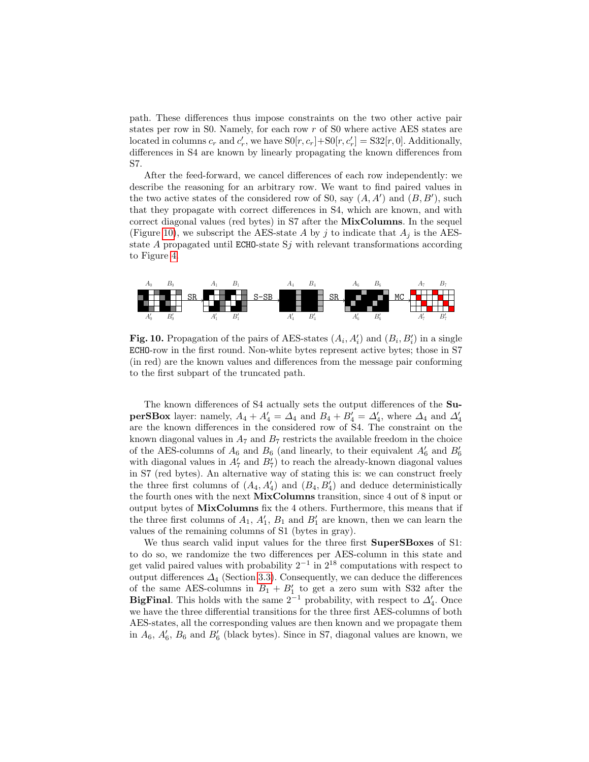path. These differences thus impose constraints on the two other active pair states per row in S0. Namely, for each row $r$ of S0 where active AES states are located in columns $c_r$ and $c'_r$, we have $\mathrm{S0}[r, c_r] + \mathrm{S0}[r, c'_r] = \mathrm{S32}[r, 0]$. Additionally, differences in S4 are known by linearly propagating the known differences from S7.

After the feed-forward, we cancel differences of each row independently: we describe the reasoning for an arbitrary row. We want to find paired values in the two active states of the considered row of S0, say $(A, A')$ and $(B, B')$, such that they propagate with correct differences in S4, which are known, and with correct diagonal values (red bytes) in S7 after the **MixColumns**. In the sequel (Figure 10), we subscript the AES-state $A$ by $j$ to indicate that $A_j$ is the AES-state $A$ propagated until ECHO-state S$j$ with relevant transformations according to Figure 4.

**Fig. 10.** Propagation of the pairs of AES-states $(A_i, A'_i)$ and $(B_i, B'_i)$ in a single ECHO-row in the first round. Non-white bytes represent active bytes; those in S7 (in red) are the known values and differences from the message pair conforming to the first subpart of the truncated path.

The known differences of S4 actually sets the output differences of the **SuperSBox** layer: namely, $A_4 + A'_4 = \Delta_4$ and $B_4 + B'_4 = \Delta'_4$, where $\Delta_4$ and $\Delta'_4$ are the known differences in the considered row of S4. The constraint on the known diagonal values in $A_7$ and $B_7$ restricts the available freedom in the choice of the AES-columns of $A_6$ and $B_6$ (and linearly, to their equivalent $A'_6$ and $B'_6$ with diagonal values in $A'_7$ and $B'_7$) to reach the already-known diagonal values in S7 (red bytes). An alternative way of stating this is: we can construct freely the three first columns of $(A_4, A'_4)$ and $(B_4, B'_4)$ and deduce deterministically the fourth ones with the next **MixColumns** transition, since 4 out of 8 input or output bytes of **MixColumns** fix the 4 others. Furthermore, this means that if the three first columns of $A_1$, $A'_1$, $B_1$ and $B'_1$ are known, then we can learn the values of the remaining columns of S1 (bytes in gray).

We thus search valid input values for the three first **SuperSBoxes** of S1: to do so, we randomize the two differences per AES-column in this state and get valid paired values with probability $2^{-1}$ in $2^{18}$ computations with respect to output differences $\Delta_4$ (Section 3.3). Consequently, we can deduce the differences of the same AES-columns in $B_1 + B'_1$ to get a zero sum with S32 after the **BigFinal**. This holds with the same $2^{-1}$ probability, with respect to $\Delta'_4$. Once we have the three differential transitions for the three first AES-columns of both AES-states, all the corresponding values are then known and we propagate them in $A_6$, $A'_6$, $B_6$ and $B'_6$ (black bytes). Since in S7, diagonal values are known, we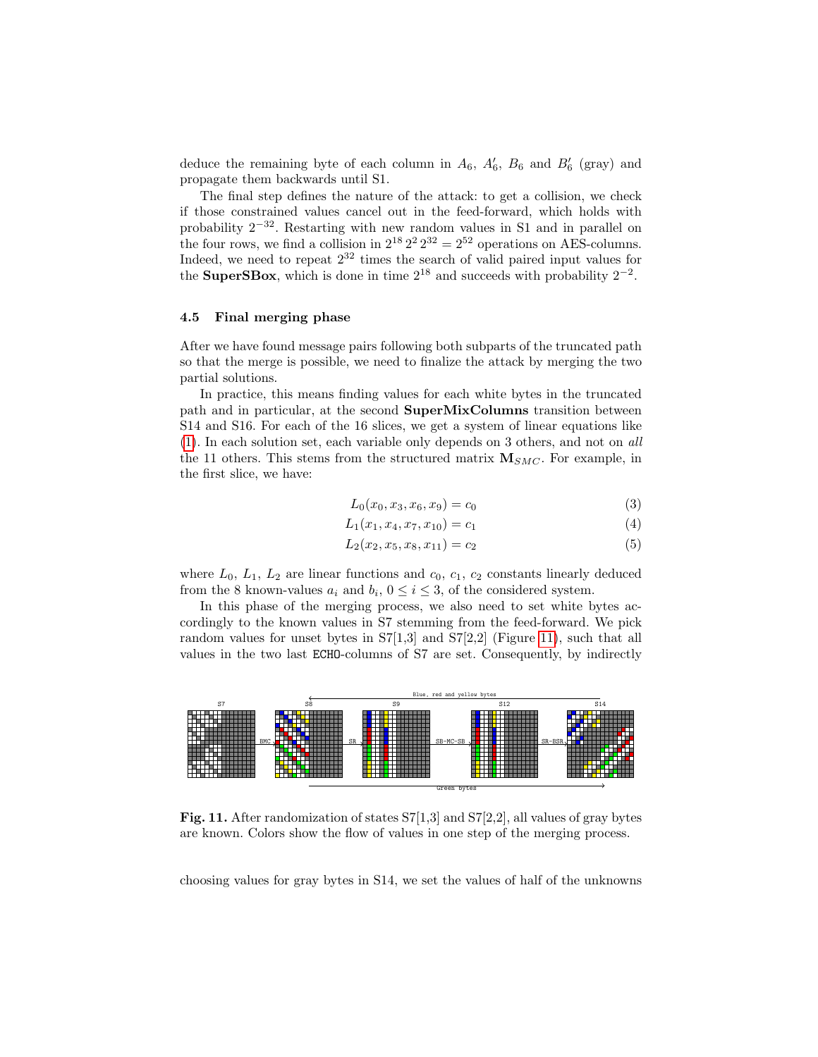deduce the remaining byte of each column in $A_6$, $A'_6$, $B_6$ and $B'_6$ (gray) and propagate them backwards until S1.

The final step defines the nature of the attack: to get a collision, we check if those constrained values cancel out in the feed-forward, which holds with probability $2^{-32}$. Restarting with new random values in S1 and in parallel on the four rows, we find a collision in $2^{18}\,2^2\,2^{32} = 2^{52}$ operations on AES-columns. Indeed, we need to repeat $2^{32}$ times the search of valid paired input values for the **SuperSBox**, which is done in time $2^{18}$ and succeeds with probability $2^{-2}$.

### 4.5 Final merging phase

After we have found message pairs following both subparts of the truncated path so that the merge is possible, we need to finalize the attack by merging the two partial solutions.

In practice, this means finding values for each white bytes in the truncated path and in particular, at the second **SuperMixColumns** transition between S14 and S16. For each of the 16 slices, we get a system of linear equations like (1). In each solution set, each variable only depends on 3 others, and not on *all* the 11 others. This stems from the structured matrix $\mathbf{M}_{SMC}$. For example, in the first slice, we have:

$$L_0(x_0, x_3, x_6, x_9) = c_0 \tag{3}$$

$$L_1(x_1, x_4, x_7, x_{10}) = c_1 \tag{4}$$

$$L_2(x_2, x_5, x_8, x_{11}) = c_2 \tag{5}$$

where $L_0$, $L_1$, $L_2$ are linear functions and $c_0$, $c_1$, $c_2$ constants linearly deduced from the 8 known-values $a_i$ and $b_i$, $0 \leq i \leq 3$, of the considered system.

In this phase of the merging process, we also need to set white bytes accordingly to the known values in S7 stemming from the feed-forward. We pick random values for unset bytes in S7[1,3] and S7[2,2] (Figure 11), such that all values in the two last ECHO-columns of S7 are set. Consequently, by indirectly

**Fig. 11.** After randomization of states S7[1,3] and S7[2,2], all values of gray bytes are known. Colors show the flow of values in one step of the merging process.

choosing values for gray bytes in S14, we set the values of half of the unknowns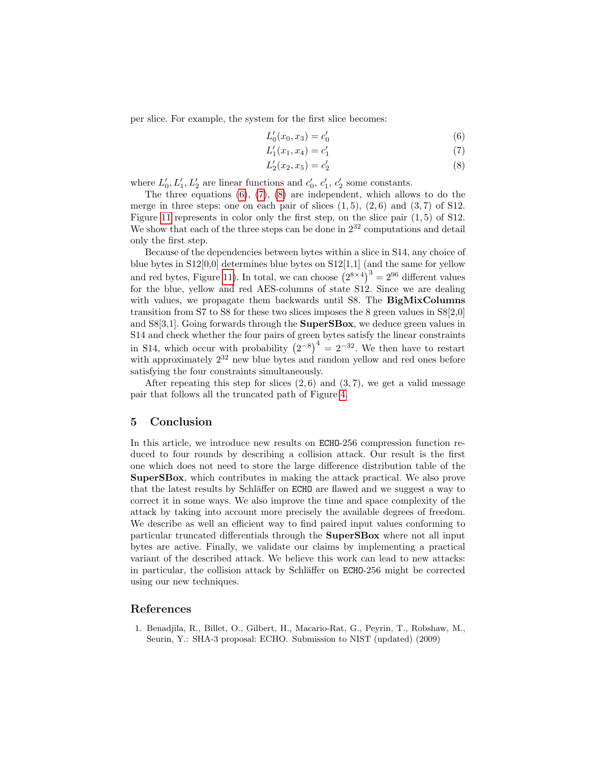per slice. For example, the system for the first slice becomes:

$$L'_0(x_0, x_3) = c'_0 \tag{6}$$

$$L'_1(x_1, x_4) = c'_1 \tag{7}$$

$$L'_2(x_2, x_5) = c'_2 \tag{8}$$

where $L'_0, L'_1, L'_2$ are linear functions and $c'_0$, $c'_1$, $c'_2$ some constants.

The three equations (6), (7), (8) are independent, which allows to do the merge in three steps: one on each pair of slices $(1, 5)$, $(2, 6)$ and $(3, 7)$ of S12. Figure 11 represents in color only the first step, on the slice pair $(1, 5)$ of S12. We show that each of the three steps can be done in $2^{32}$ computations and detail only the first step.

Because of the dependencies between bytes within a slice in S14, any choice of blue bytes in S12[0,0] determines blue bytes on S12[1,1] (and the same for yellow and red bytes, Figure 11). In total, we can choose $\left(2^{8\times4}\right)^3 = 2^{96}$ different values for the blue, yellow and red AES-columns of state S12. Since we are dealing with values, we propagate them backwards until S8. The **BigMixColumns** transition from S7 to S8 for these two slices imposes the 8 green values in S8[2,0] and S8[3,1]. Going forwards through the **SuperSBox**, we deduce green values in S14 and check whether the four pairs of green bytes satisfy the linear constraints in S14, which occur with probability $\left(2^{-8}\right)^4 = 2^{-32}$. We then have to restart with approximately $2^{32}$ new blue bytes and random yellow and red ones before satisfying the four constraints simultaneously.

After repeating this step for slices $(2, 6)$ and $(3, 7)$, we get a valid message pair that follows all the truncated path of Figure 4.

## 5 Conclusion

In this article, we introduce new results on ECHO-256 compression function reduced to four rounds by describing a collision attack. Our result is the first one which does not need to store the large difference distribution table of the **SuperSBox**, which contributes in making the attack practical. We also prove that the latest results by Schläffer on ECHO are flawed and we suggest a way to correct it in some ways. We also improve the time and space complexity of the attack by taking into account more precisely the available degrees of freedom. We describe as well an efficient way to find paired input values conforming to particular truncated differentials through the **SuperSBox** where not all input bytes are active. Finally, we validate our claims by implementing a practical variant of the described attack. We believe this work can lead to new attacks: in particular, the collision attack by Schläffer on ECHO-256 might be corrected using our new techniques.

## References

1. Benadjila, R., Billet, O., Gilbert, H., Macario-Rat, G., Peyrin, T., Robshaw, M., Seurin, Y.: SHA-3 proposal: ECHO. Submission to NIST (updated) (2009)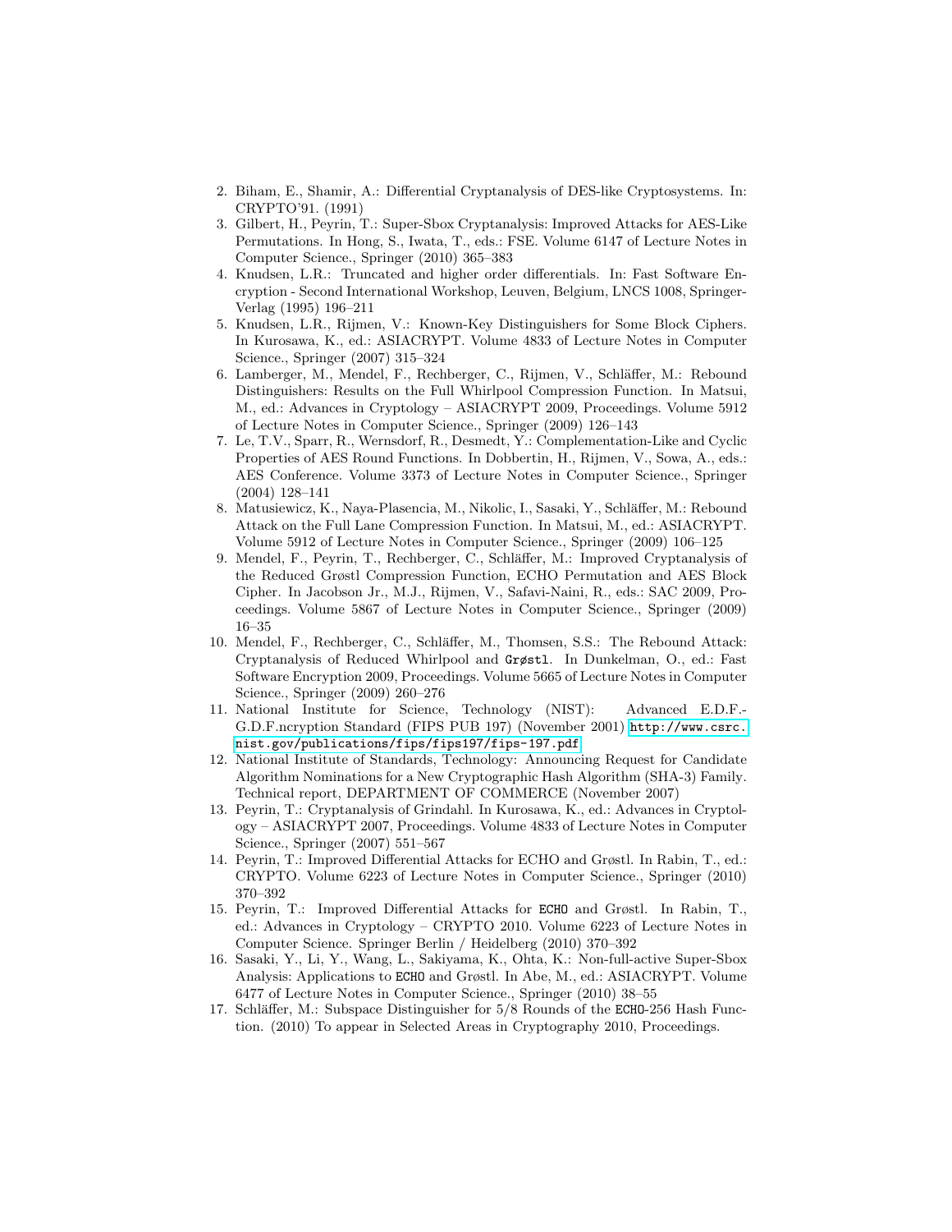2. Biham, E., Shamir, A.: Differential Cryptanalysis of DES-like Cryptosystems. In: CRYPTO'91. (1991)
3. Gilbert, H., Peyrin, T.: Super-Sbox Cryptanalysis: Improved Attacks for AES-Like Permutations. In Hong, S., Iwata, T., eds.: FSE. Volume 6147 of Lecture Notes in Computer Science., Springer (2010) 365–383
4. Knudsen, L.R.: Truncated and higher order differentials. In: Fast Software Encryption - Second International Workshop, Leuven, Belgium, LNCS 1008, Springer-Verlag (1995) 196–211
5. Knudsen, L.R., Rijmen, V.: Known-Key Distinguishers for Some Block Ciphers. In Kurosawa, K., ed.: ASIACRYPT. Volume 4833 of Lecture Notes in Computer Science., Springer (2007) 315–324
6. Lamberger, M., Mendel, F., Rechberger, C., Rijmen, V., Schläffer, M.: Rebound Distinguishers: Results on the Full Whirlpool Compression Function. In Matsui, M., ed.: Advances in Cryptology – ASIACRYPT 2009, Proceedings. Volume 5912 of Lecture Notes in Computer Science., Springer (2009) 126–143
7. Le, T.V., Sparr, R., Wernsdorf, R., Desmedt, Y.: Complementation-Like and Cyclic Properties of AES Round Functions. In Dobbertin, H., Rijmen, V., Sowa, A., eds.: AES Conference. Volume 3373 of Lecture Notes in Computer Science., Springer (2004) 128–141
8. Matusiewicz, K., Naya-Plasencia, M., Nikolic, I., Sasaki, Y., Schläffer, M.: Rebound Attack on the Full Lane Compression Function. In Matsui, M., ed.: ASIACRYPT. Volume 5912 of Lecture Notes in Computer Science., Springer (2009) 106–125
9. Mendel, F., Peyrin, T., Rechberger, C., Schläffer, M.: Improved Cryptanalysis of the Reduced Grøstl Compression Function, ECHO Permutation and AES Block Cipher. In Jacobson Jr., M.J., Rijmen, V., Safavi-Naini, R., eds.: SAC 2009, Proceedings. Volume 5867 of Lecture Notes in Computer Science., Springer (2009) 16–35
10. Mendel, F., Rechberger, C., Schläffer, M., Thomsen, S.S.: The Rebound Attack: Cryptanalysis of Reduced Whirlpool and `Grøstl`. In Dunkelman, O., ed.: Fast Software Encryption 2009, Proceedings. Volume 5665 of Lecture Notes in Computer Science., Springer (2009) 260–276
11. National Institute for Science, Technology (NIST): Advanced E.D.F.-G.D.F.ncryption Standard (FIPS PUB 197) (November 2001) http://www.csrc.nist.gov/publications/fips/fips197/fips-197.pdf
12. National Institute of Standards, Technology: Announcing Request for Candidate Algorithm Nominations for a New Cryptographic Hash Algorithm (SHA-3) Family. Technical report, DEPARTMENT OF COMMERCE (November 2007)
13. Peyrin, T.: Cryptanalysis of Grindahl. In Kurosawa, K., ed.: Advances in Cryptology – ASIACRYPT 2007, Proceedings. Volume 4833 of Lecture Notes in Computer Science., Springer (2007) 551–567
14. Peyrin, T.: Improved Differential Attacks for ECHO and Grøstl. In Rabin, T., ed.: CRYPTO. Volume 6223 of Lecture Notes in Computer Science., Springer (2010) 370–392
15. Peyrin, T.: Improved Differential Attacks for `ECHO` and Grøstl. In Rabin, T., ed.: Advances in Cryptology – CRYPTO 2010. Volume 6223 of Lecture Notes in Computer Science. Springer Berlin / Heidelberg (2010) 370–392
16. Sasaki, Y., Li, Y., Wang, L., Sakiyama, K., Ohta, K.: Non-full-active Super-Sbox Analysis: Applications to `ECHO` and Grøstl. In Abe, M., ed.: ASIACRYPT. Volume 6477 of Lecture Notes in Computer Science., Springer (2010) 38–55
17. Schläffer, M.: Subspace Distinguisher for 5/8 Rounds of the `ECHO`-256 Hash Function. (2010) To appear in Selected Areas in Cryptography 2010, Proceedings.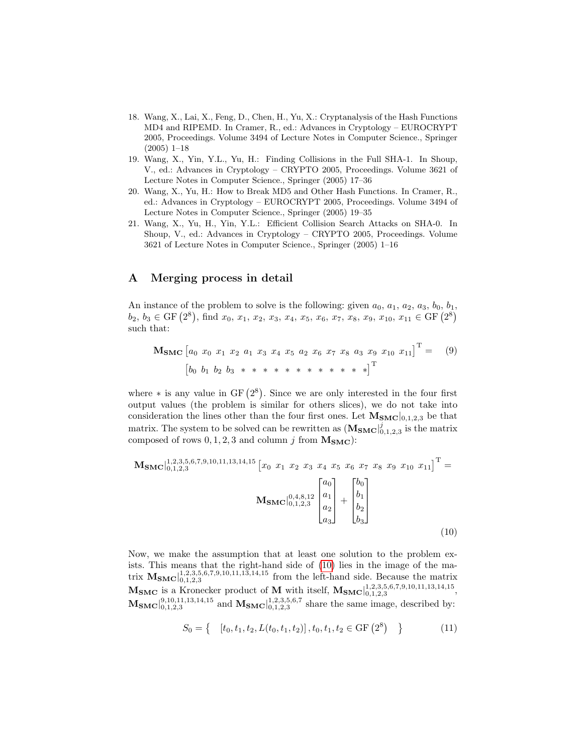18. Wang, X., Lai, X., Feng, D., Chen, H., Yu, X.: Cryptanalysis of the Hash Functions MD4 and RIPEMD. In Cramer, R., ed.: Advances in Cryptology – EUROCRYPT 2005, Proceedings. Volume 3494 of Lecture Notes in Computer Science., Springer (2005) 1–18
19. Wang, X., Yin, Y.L., Yu, H.: Finding Collisions in the Full SHA-1. In Shoup, V., ed.: Advances in Cryptology – CRYPTO 2005, Proceedings. Volume 3621 of Lecture Notes in Computer Science., Springer (2005) 17–36
20. Wang, X., Yu, H.: How to Break MD5 and Other Hash Functions. In Cramer, R., ed.: Advances in Cryptology – EUROCRYPT 2005, Proceedings. Volume 3494 of Lecture Notes in Computer Science., Springer (2005) 19–35
21. Wang, X., Yu, H., Yin, Y.L.: Efficient Collision Search Attacks on SHA-0. In Shoup, V., ed.: Advances in Cryptology – CRYPTO 2005, Proceedings. Volume 3621 of Lecture Notes in Computer Science., Springer (2005) 1–16

## A Merging process in detail

An instance of the problem to solve is the following: given $a_0$, $a_1$, $a_2$, $a_3$, $b_0$, $b_1$, $b_2$, $b_3 \in \mathrm{GF}\left(2^8\right)$, find $x_0$, $x_1$, $x_2$, $x_3$, $x_4$, $x_5$, $x_6$, $x_7$, $x_8$, $x_9$, $x_{10}$, $x_{11} \in \mathrm{GF}\left(2^8\right)$ such that:

$$\mathbf{M_{SMC}} \begin{bmatrix} a_0 & x_0 & x_1 & x_2 & a_1 & x_3 & x_4 & x_5 & a_2 & x_6 & x_7 & x_8 & a_3 & x_9 & x_{10} & x_{11} \end{bmatrix}^{\mathrm{T}} = \begin{bmatrix} b_0 & b_1 & b_2 & b_3 & * & * & * & * & * & * & * & * & * & * & * & * \end{bmatrix}^{\mathrm{T}} \quad (9)$$

where $*$ is any value in $\mathrm{GF}\left(2^8\right)$. Since we are only interested in the four first output values (the problem is similar for others slices), we do not take into consideration the lines other than the four first ones. Let $\mathbf{M_{SMC}}|_{0,1,2,3}$ be that matrix. The system to be solved can be rewritten as ($\mathbf{M_{SMC}}|_{0,1,2,3}^{j}$ is the matrix composed of rows $0, 1, 2, 3$ and column $j$ from $\mathbf{M_{SMC}}$):

$$\mathbf{M_{SMC}}|_{0,1,2,3}^{1,2,3,5,6,7,9,10,11,13,14,15} \begin{bmatrix} x_0 & x_1 & x_2 & x_3 & x_4 & x_5 & x_6 & x_7 & x_8 & x_9 & x_{10} & x_{11} \end{bmatrix}^{\mathrm{T}} = \mathbf{M_{SMC}}|_{0,1,2,3}^{0,4,8,12} \begin{bmatrix} a_0 \\ a_1 \\ a_2 \\ a_3 \end{bmatrix} + \begin{bmatrix} b_0 \\ b_1 \\ b_2 \\ b_3 \end{bmatrix} \quad (10)$$

Now, we make the assumption that at least one solution to the problem exists. This means that the right-hand side of (10) lies in the image of the matrix $\mathbf{M_{SMC}}|_{0,1,2,3}^{1,2,3,5,6,7,9,10,11,13,14,15}$ from the left-hand side. Because the matrix $\mathbf{M_{SMC}}$ is a Kronecker product of $\mathbf{M}$ with itself, $\mathbf{M_{SMC}}|_{0,1,2,3}^{1,2,3,5,6,7,9,10,11,13,14,15}$, $\mathbf{M_{SMC}}|_{0,1,2,3}^{9,10,11,13,14,15}$ and $\mathbf{M_{SMC}}|_{0,1,2,3}^{1,2,3,5,6,7}$ share the same image, described by:

$$S_0 = \left\{ \quad [t_0, t_1, t_2, L(t_0, t_1, t_2)]\,, t_0, t_1, t_2 \in \mathrm{GF}\left(2^8\right) \quad \right\} \quad (11)$$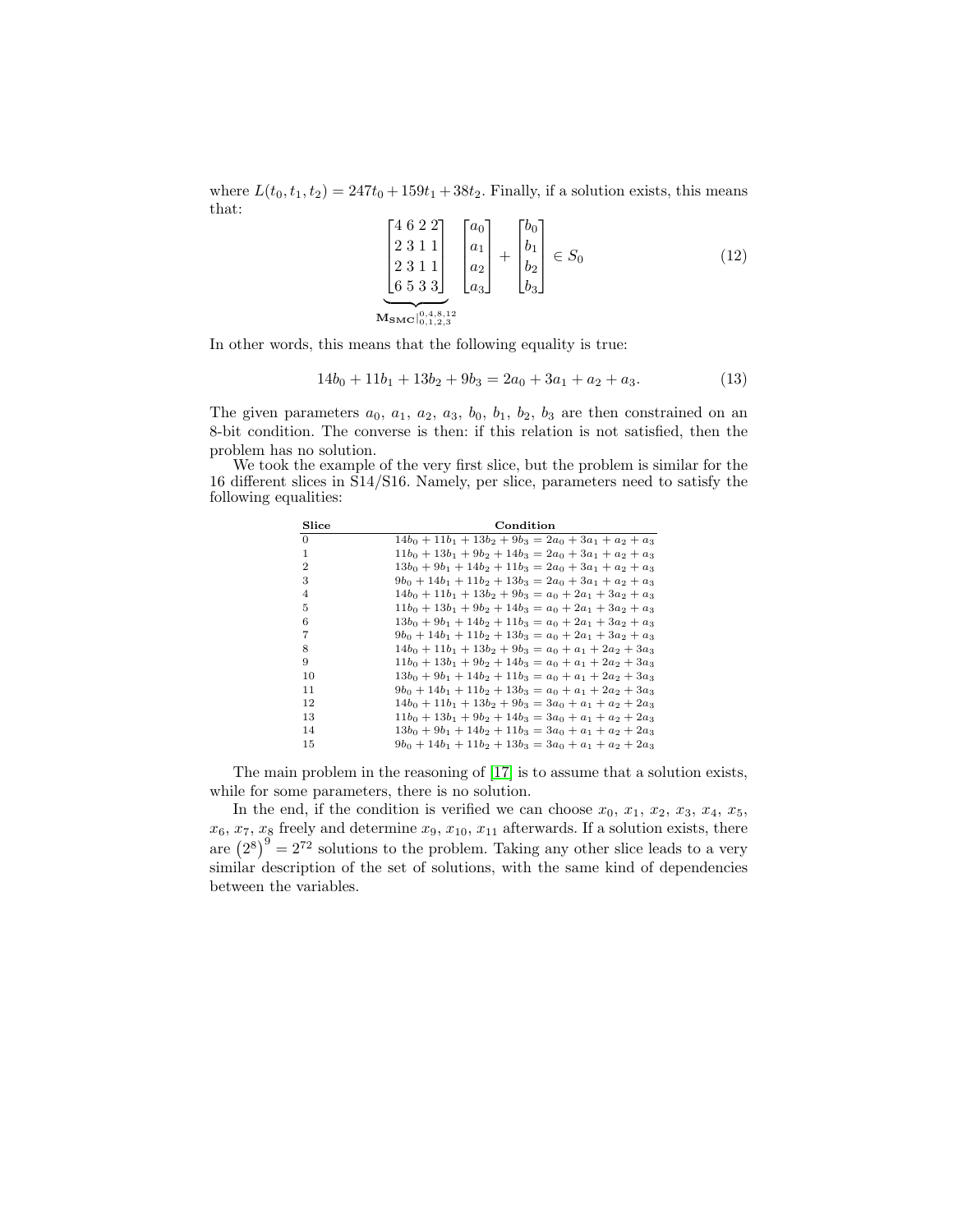where $L(t_0, t_1, t_2) = 247t_0 + 159t_1 + 38t_2$. Finally, if a solution exists, this means that:

$$\underbrace{\begin{bmatrix} 4 & 6 & 2 & 2 \\ 2 & 3 & 1 & 1 \\ 2 & 3 & 1 & 1 \\ 6 & 5 & 3 & 3 \end{bmatrix}}_{\mathbf{M_{SMC}}|_{0,1,2,3}^{0,4,8,12}} \begin{bmatrix} a_0 \\ a_1 \\ a_2 \\ a_3 \end{bmatrix} + \begin{bmatrix} b_0 \\ b_1 \\ b_2 \\ b_3 \end{bmatrix} \in S_0 \tag{12}$$

In other words, this means that the following equality is true:

$$14b_0 + 11b_1 + 13b_2 + 9b_3 = 2a_0 + 3a_1 + a_2 + a_3. \tag{13}$$

The given parameters $a_0$, $a_1$, $a_2$, $a_3$, $b_0$, $b_1$, $b_2$, $b_3$ are then constrained on an 8-bit condition. The converse is then: if this relation is not satisfied, then the problem has no solution.

We took the example of the very first slice, but the problem is similar for the 16 different slices in S14/S16. Namely, per slice, parameters need to satisfy the following equalities:

| **Slice** | **Condition** |
|---|---|
| 0 | $14b_0 + 11b_1 + 13b_2 + 9b_3 = 2a_0 + 3a_1 + a_2 + a_3$ |
| 1 | $11b_0 + 13b_1 + 9b_2 + 14b_3 = 2a_0 + 3a_1 + a_2 + a_3$ |
| 2 | $13b_0 + 9b_1 + 14b_2 + 11b_3 = 2a_0 + 3a_1 + a_2 + a_3$ |
| 3 | $9b_0 + 14b_1 + 11b_2 + 13b_3 = 2a_0 + 3a_1 + a_2 + a_3$ |
| 4 | $14b_0 + 11b_1 + 13b_2 + 9b_3 = a_0 + 2a_1 + 3a_2 + a_3$ |
| 5 | $11b_0 + 13b_1 + 9b_2 + 14b_3 = a_0 + 2a_1 + 3a_2 + a_3$ |
| 6 | $13b_0 + 9b_1 + 14b_2 + 11b_3 = a_0 + 2a_1 + 3a_2 + a_3$ |
| 7 | $9b_0 + 14b_1 + 11b_2 + 13b_3 = a_0 + 2a_1 + 3a_2 + a_3$ |
| 8 | $14b_0 + 11b_1 + 13b_2 + 9b_3 = a_0 + a_1 + 2a_2 + 3a_3$ |
| 9 | $11b_0 + 13b_1 + 9b_2 + 14b_3 = a_0 + a_1 + 2a_2 + 3a_3$ |
| 10 | $13b_0 + 9b_1 + 14b_2 + 11b_3 = a_0 + a_1 + 2a_2 + 3a_3$ |
| 11 | $9b_0 + 14b_1 + 11b_2 + 13b_3 = a_0 + a_1 + 2a_2 + 3a_3$ |
| 12 | $14b_0 + 11b_1 + 13b_2 + 9b_3 = 3a_0 + a_1 + a_2 + 2a_3$ |
| 13 | $11b_0 + 13b_1 + 9b_2 + 14b_3 = 3a_0 + a_1 + a_2 + 2a_3$ |
| 14 | $13b_0 + 9b_1 + 14b_2 + 11b_3 = 3a_0 + a_1 + a_2 + 2a_3$ |
| 15 | $9b_0 + 14b_1 + 11b_2 + 13b_3 = 3a_0 + a_1 + a_2 + 2a_3$ |

The main problem in the reasoning of [17] is to assume that a solution exists, while for some parameters, there is no solution.

In the end, if the condition is verified we can choose $x_0$, $x_1$, $x_2$, $x_3$, $x_4$, $x_5$, $x_6$, $x_7$, $x_8$ freely and determine $x_9$, $x_{10}$, $x_{11}$ afterwards. If a solution exists, there are $(2^8)^9 = 2^{72}$ solutions to the problem. Taking any other slice leads to a very similar description of the set of solutions, with the same kind of dependencies between the variables.